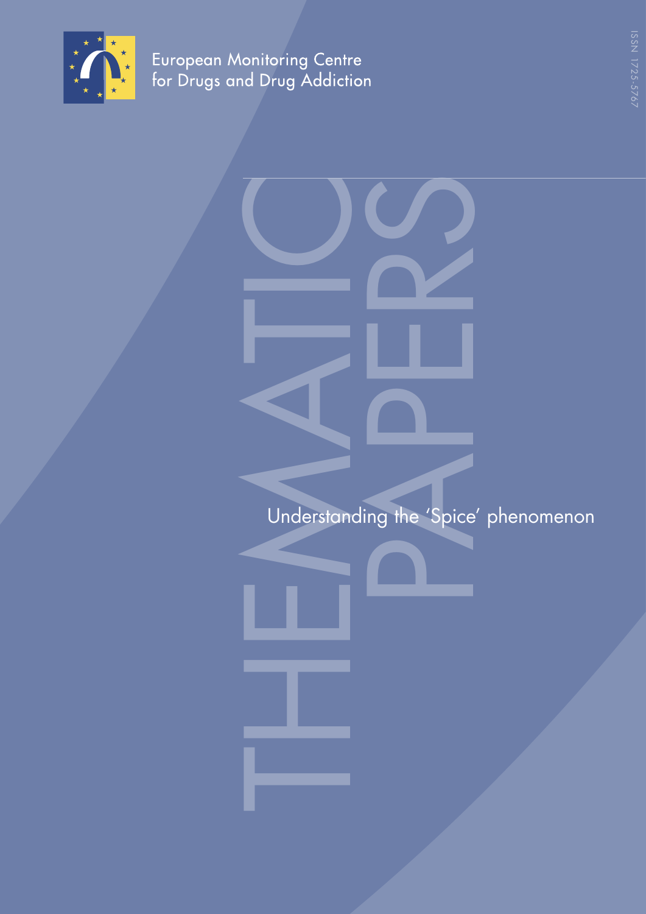European Monitoring Centre for Drugs and Drug Addiction

ISSN 1725-5767

THEMATIC PAPERS

# Understanding the 'Spice' phenomenon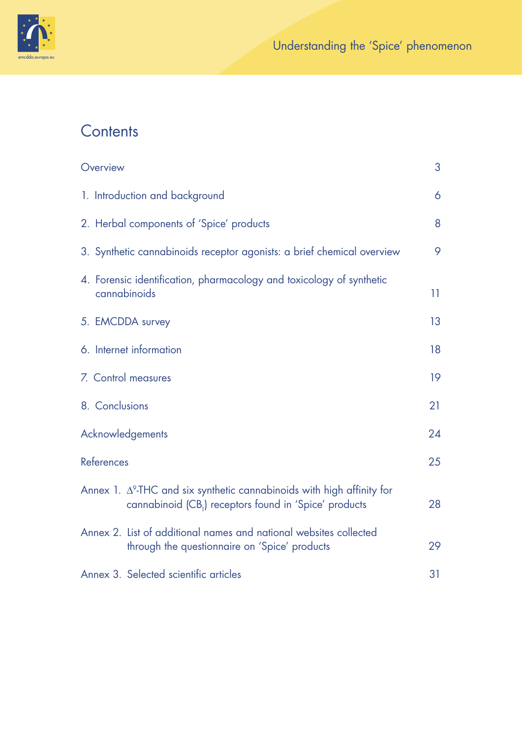# Contents

| | |
|---|---|
| Overview | 3 |
| 1. Introduction and background | 6 |
| 2. Herbal components of 'Spice' products | 8 |
| 3. Synthetic cannabinoids receptor agonists: a brief chemical overview | 9 |
| 4. Forensic identification, pharmacology and toxicology of synthetic cannabinoids | 11 |
| 5. EMCDDA survey | 13 |
| 6. Internet information | 18 |
| 7. Control measures | 19 |
| 8. Conclusions | 21 |
| Acknowledgements | 24 |
| References | 25 |
| Annex 1. $\Delta^9$-THC and six synthetic cannabinoids with high affinity for cannabinoid ($CB_1$) receptors found in 'Spice' products | 28 |
| Annex 2. List of additional names and national websites collected through the questionnaire on 'Spice' products | 29 |
| Annex 3. Selected scientific articles | 31 |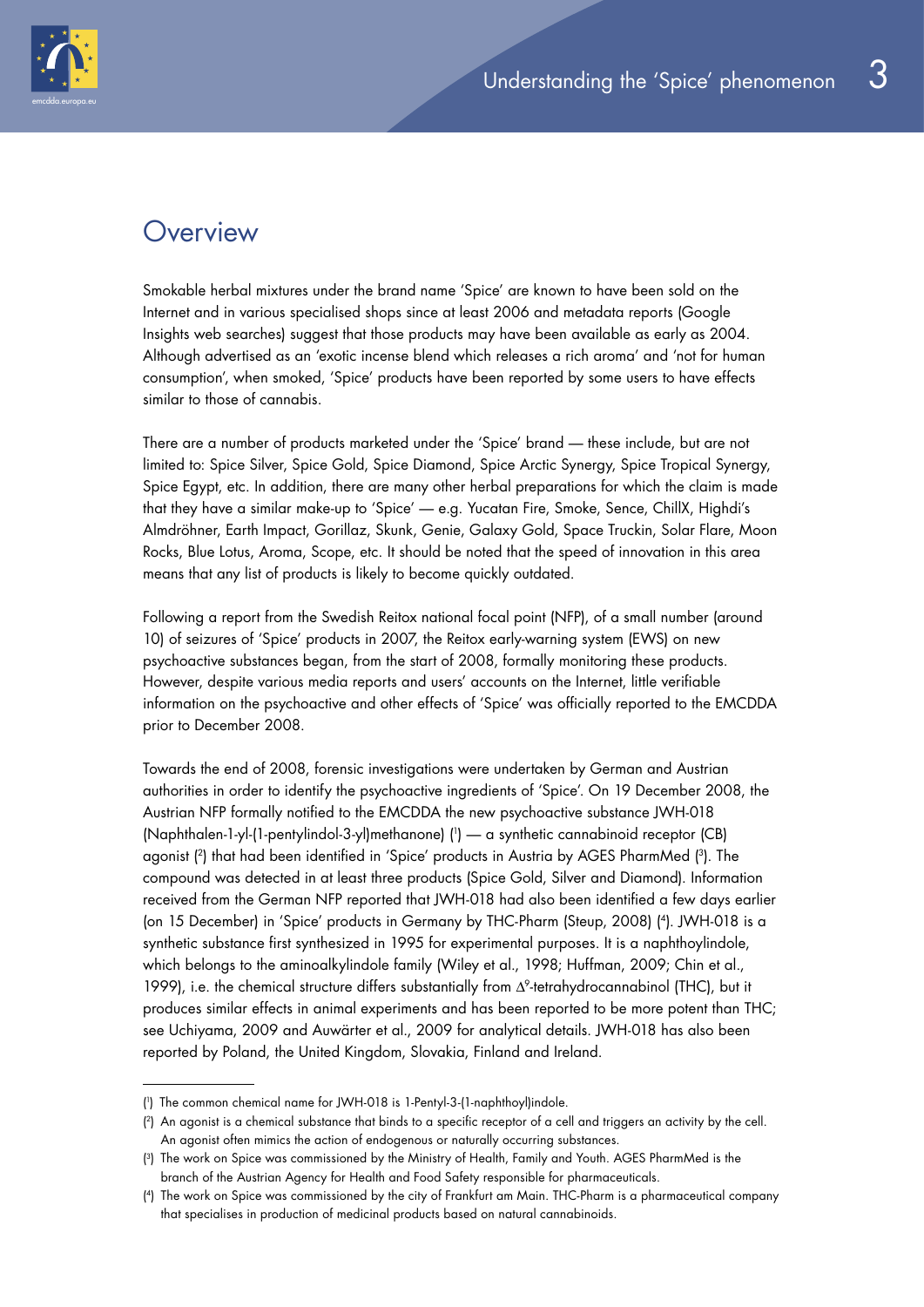# Overview

Smokable herbal mixtures under the brand name 'Spice' are known to have been sold on the Internet and in various specialised shops since at least 2006 and metadata reports (Google Insights web searches) suggest that those products may have been available as early as 2004. Although advertised as an 'exotic incense blend which releases a rich aroma' and 'not for human consumption', when smoked, 'Spice' products have been reported by some users to have effects similar to those of cannabis.

There are a number of products marketed under the 'Spice' brand — these include, but are not limited to: Spice Silver, Spice Gold, Spice Diamond, Spice Arctic Synergy, Spice Tropical Synergy, Spice Egypt, etc. In addition, there are many other herbal preparations for which the claim is made that they have a similar make-up to 'Spice' — e.g. Yucatan Fire, Smoke, Sence, ChillX, Highdi's Almdröhner, Earth Impact, Gorillaz, Skunk, Genie, Galaxy Gold, Space Truckin, Solar Flare, Moon Rocks, Blue Lotus, Aroma, Scope, etc. It should be noted that the speed of innovation in this area means that any list of products is likely to become quickly outdated.

Following a report from the Swedish Reitox national focal point (NFP), of a small number (around 10) of seizures of 'Spice' products in 2007, the Reitox early-warning system (EWS) on new psychoactive substances began, from the start of 2008, formally monitoring these products. However, despite various media reports and users' accounts on the Internet, little verifiable information on the psychoactive and other effects of 'Spice' was officially reported to the EMCDDA prior to December 2008.

Towards the end of 2008, forensic investigations were undertaken by German and Austrian authorities in order to identify the psychoactive ingredients of 'Spice'. On 19 December 2008, the Austrian NFP formally notified to the EMCDDA the new psychoactive substance JWH-018 (Naphthalen-1-yl-(1-pentylindol-3-yl)methanone) ([1]) — a synthetic cannabinoid receptor (CB) agonist ([2]) that had been identified in 'Spice' products in Austria by AGES PharmMed ([3]). The compound was detected in at least three products (Spice Gold, Silver and Diamond). Information received from the German NFP reported that JWH-018 had also been identified a few days earlier (on 15 December) in 'Spice' products in Germany by THC-Pharm (Steup, 2008) ([4]). JWH-018 is a synthetic substance first synthesized in 1995 for experimental purposes. It is a naphthoylindole, which belongs to the aminoalkylindole family (Wiley et al., 1998; Huffman, 2009; Chin et al., 1999), i.e. the chemical structure differs substantially from $\Delta^9$-tetrahydrocannabinol (THC), but it produces similar effects in animal experiments and has been reported to be more potent than THC; see Uchiyama, 2009 and Auwärter et al., 2009 for analytical details. JWH-018 has also been reported by Poland, the United Kingdom, Slovakia, Finland and Ireland.

---

([1]) The common chemical name for JWH-018 is 1-Pentyl-3-(1-naphthoyl)indole.

([2]) An agonist is a chemical substance that binds to a specific receptor of a cell and triggers an activity by the cell. An agonist often mimics the action of endogenous or naturally occurring substances.

([3]) The work on Spice was commissioned by the Ministry of Health, Family and Youth. AGES PharmMed is the branch of the Austrian Agency for Health and Food Safety responsible for pharmaceuticals.

([4]) The work on Spice was commissioned by the city of Frankfurt am Main. THC-Pharm is a pharmaceutical company that specialises in production of medicinal products based on natural cannabinoids.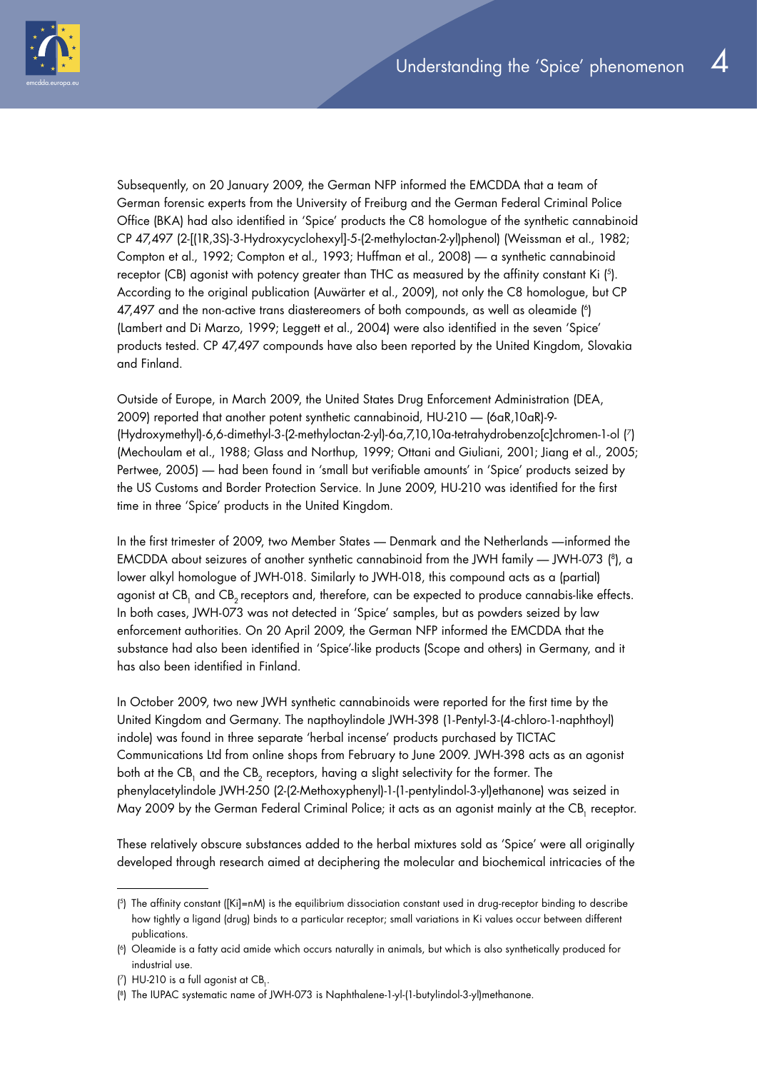Subsequently, on 20 January 2009, the German NFP informed the EMCDDA that a team of German forensic experts from the University of Freiburg and the German Federal Criminal Police Office (BKA) had also identified in 'Spice' products the C8 homologue of the synthetic cannabinoid CP 47,497 (2-[(1R,3S)-3-Hydroxycyclohexyl]-5-(2-methyloctan-2-yl)phenol) (Weissman et al., 1982; Compton et al., 1992; Compton et al., 1993; Huffman et al., 2008) — a synthetic cannabinoid receptor (CB) agonist with potency greater than THC as measured by the affinity constant Ki ([5]). According to the original publication (Auwärter et al., 2009), not only the C8 homologue, but CP 47,497 and the non-active trans diastereomers of both compounds, as well as oleamide ([6]) (Lambert and Di Marzo, 1999; Leggett et al., 2004) were also identified in the seven 'Spice' products tested. CP 47,497 compounds have also been reported by the United Kingdom, Slovakia and Finland.

Outside of Europe, in March 2009, the United States Drug Enforcement Administration (DEA, 2009) reported that another potent synthetic cannabinoid, HU-210 — (6aR,10aR)-9-(Hydroxymethyl)-6,6-dimethyl-3-(2-methyloctan-2-yl)-6a,7,10,10a-tetrahydrobenzo[c]chromen-1-ol ([7]) (Mechoulam et al., 1988; Glass and Northup, 1999; Ottani and Giuliani, 2001; Jiang et al., 2005; Pertwee, 2005) — had been found in 'small but verifiable amounts' in 'Spice' products seized by the US Customs and Border Protection Service. In June 2009, HU-210 was identified for the first time in three 'Spice' products in the United Kingdom.

In the first trimester of 2009, two Member States — Denmark and the Netherlands —informed the EMCDDA about seizures of another synthetic cannabinoid from the JWH family — JWH-073 ([8]), a lower alkyl homologue of JWH-018. Similarly to JWH-018, this compound acts as a (partial) agonist at $CB_1$ and $CB_2$ receptors and, therefore, can be expected to produce cannabis-like effects. In both cases, JWH-073 was not detected in 'Spice' samples, but as powders seized by law enforcement authorities. On 20 April 2009, the German NFP informed the EMCDDA that the substance had also been identified in 'Spice'-like products (Scope and others) in Germany, and it has also been identified in Finland.

In October 2009, two new JWH synthetic cannabinoids were reported for the first time by the United Kingdom and Germany. The napthoylindole JWH-398 (1-Pentyl-3-(4-chloro-1-naphthoyl) indole) was found in three separate 'herbal incense' products purchased by TICTAC Communications Ltd from online shops from February to June 2009. JWH-398 acts as an agonist both at the $CB_1$ and the $CB_2$ receptors, having a slight selectivity for the former. The phenylacetylindole JWH-250 (2-(2-Methoxyphenyl)-1-(1-pentylindol-3-yl)ethanone) was seized in May 2009 by the German Federal Criminal Police; it acts as an agonist mainly at the $CB_1$ receptor.

These relatively obscure substances added to the herbal mixtures sold as 'Spice' were all originally developed through research aimed at deciphering the molecular and biochemical intricacies of the

---

([5]) The affinity constant ([Ki]=nM) is the equilibrium dissociation constant used in drug-receptor binding to describe how tightly a ligand (drug) binds to a particular receptor; small variations in Ki values occur between different publications.

([6]) Oleamide is a fatty acid amide which occurs naturally in animals, but which is also synthetically produced for industrial use.

([7]) HU-210 is a full agonist at $CB_1$.

([8]) The IUPAC systematic name of JWH-073 is Naphthalene-1-yl-(1-butylindol-3-yl)methanone.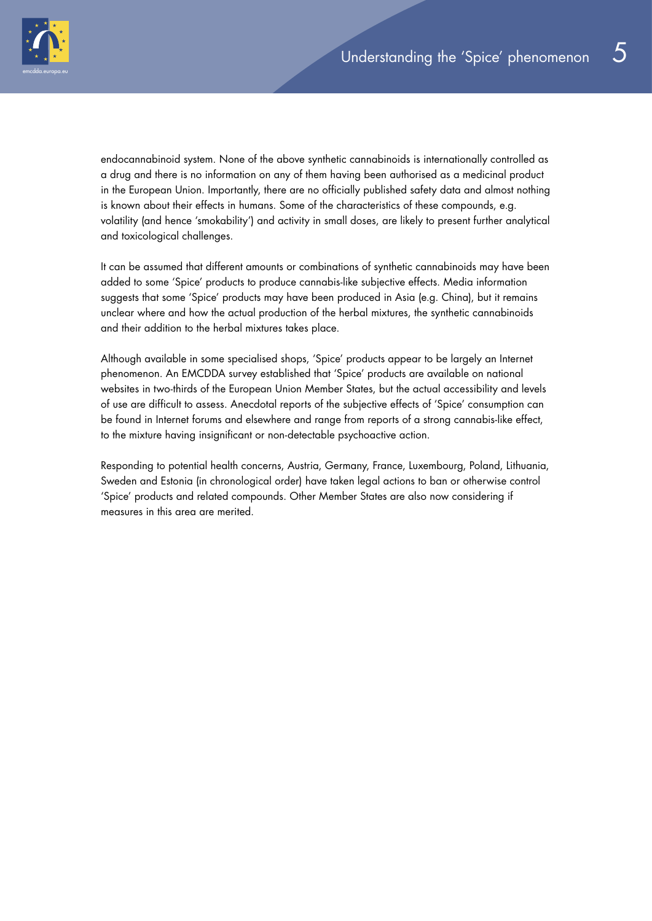endocannabinoid system. None of the above synthetic cannabinoids is internationally controlled as a drug and there is no information on any of them having been authorised as a medicinal product in the European Union. Importantly, there are no officially published safety data and almost nothing is known about their effects in humans. Some of the characteristics of these compounds, e.g. volatility (and hence 'smokability') and activity in small doses, are likely to present further analytical and toxicological challenges.

It can be assumed that different amounts or combinations of synthetic cannabinoids may have been added to some 'Spice' products to produce cannabis-like subjective effects. Media information suggests that some 'Spice' products may have been produced in Asia (e.g. China), but it remains unclear where and how the actual production of the herbal mixtures, the synthetic cannabinoids and their addition to the herbal mixtures takes place.

Although available in some specialised shops, 'Spice' products appear to be largely an Internet phenomenon. An EMCDDA survey established that 'Spice' products are available on national websites in two-thirds of the European Union Member States, but the actual accessibility and levels of use are difficult to assess. Anecdotal reports of the subjective effects of 'Spice' consumption can be found in Internet forums and elsewhere and range from reports of a strong cannabis-like effect, to the mixture having insignificant or non-detectable psychoactive action.

Responding to potential health concerns, Austria, Germany, France, Luxembourg, Poland, Lithuania, Sweden and Estonia (in chronological order) have taken legal actions to ban or otherwise control 'Spice' products and related compounds. Other Member States are also now considering if measures in this area are merited.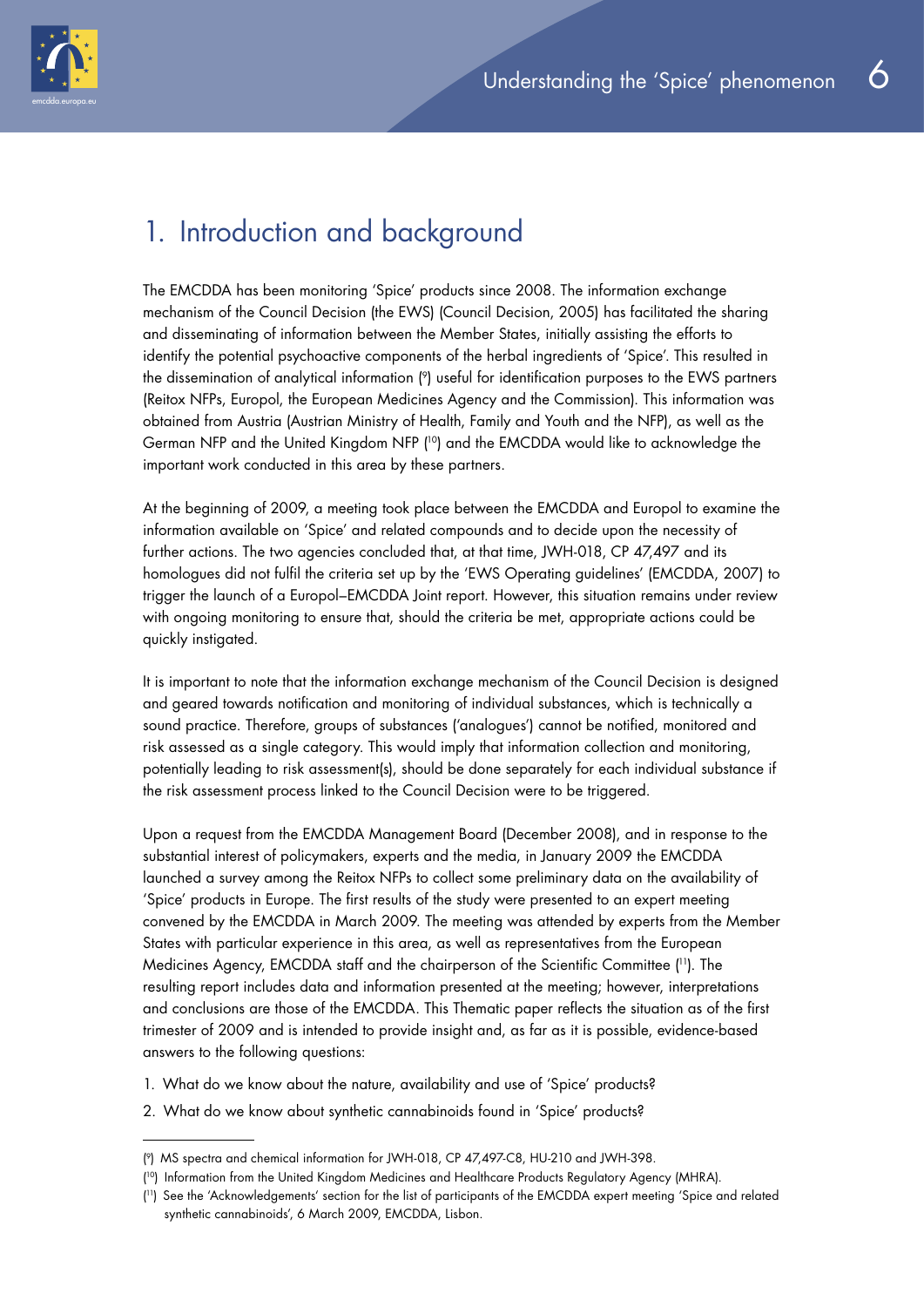# 1. Introduction and background

The EMCDDA has been monitoring 'Spice' products since 2008. The information exchange mechanism of the Council Decision (the EWS) (Council Decision, 2005) has facilitated the sharing and disseminating of information between the Member States, initially assisting the efforts to identify the potential psychoactive components of the herbal ingredients of 'Spice'. This resulted in the dissemination of analytical information [9] useful for identification purposes to the EWS partners (Reitox NFPs, Europol, the European Medicines Agency and the Commission). This information was obtained from Austria (Austrian Ministry of Health, Family and Youth and the NFP), as well as the German NFP and the United Kingdom NFP [10] and the EMCDDA would like to acknowledge the important work conducted in this area by these partners.

At the beginning of 2009, a meeting took place between the EMCDDA and Europol to examine the information available on 'Spice' and related compounds and to decide upon the necessity of further actions. The two agencies concluded that, at that time, JWH-018, CP 47,497 and its homologues did not fulfil the criteria set up by the 'EWS Operating guidelines' (EMCDDA, 2007) to trigger the launch of a Europol–EMCDDA Joint report. However, this situation remains under review with ongoing monitoring to ensure that, should the criteria be met, appropriate actions could be quickly instigated.

It is important to note that the information exchange mechanism of the Council Decision is designed and geared towards notification and monitoring of individual substances, which is technically a sound practice. Therefore, groups of substances ('analogues') cannot be notified, monitored and risk assessed as a single category. This would imply that information collection and monitoring, potentially leading to risk assessment(s), should be done separately for each individual substance if the risk assessment process linked to the Council Decision were to be triggered.

Upon a request from the EMCDDA Management Board (December 2008), and in response to the substantial interest of policymakers, experts and the media, in January 2009 the EMCDDA launched a survey among the Reitox NFPs to collect some preliminary data on the availability of 'Spice' products in Europe. The first results of the study were presented to an expert meeting convened by the EMCDDA in March 2009. The meeting was attended by experts from the Member States with particular experience in this area, as well as representatives from the European Medicines Agency, EMCDDA staff and the chairperson of the Scientific Committee [11]. The resulting report includes data and information presented at the meeting; however, interpretations and conclusions are those of the EMCDDA. This Thematic paper reflects the situation as of the first trimester of 2009 and is intended to provide insight and, as far as it is possible, evidence-based answers to the following questions:

1. What do we know about the nature, availability and use of 'Spice' products?
2. What do we know about synthetic cannabinoids found in 'Spice' products?

---

[9] MS spectra and chemical information for JWH-018, CP 47,497-C8, HU-210 and JWH-398.

[10] Information from the United Kingdom Medicines and Healthcare Products Regulatory Agency (MHRA).

[11] See the 'Acknowledgements' section for the list of participants of the EMCDDA expert meeting 'Spice and related synthetic cannabinoids', 6 March 2009, EMCDDA, Lisbon.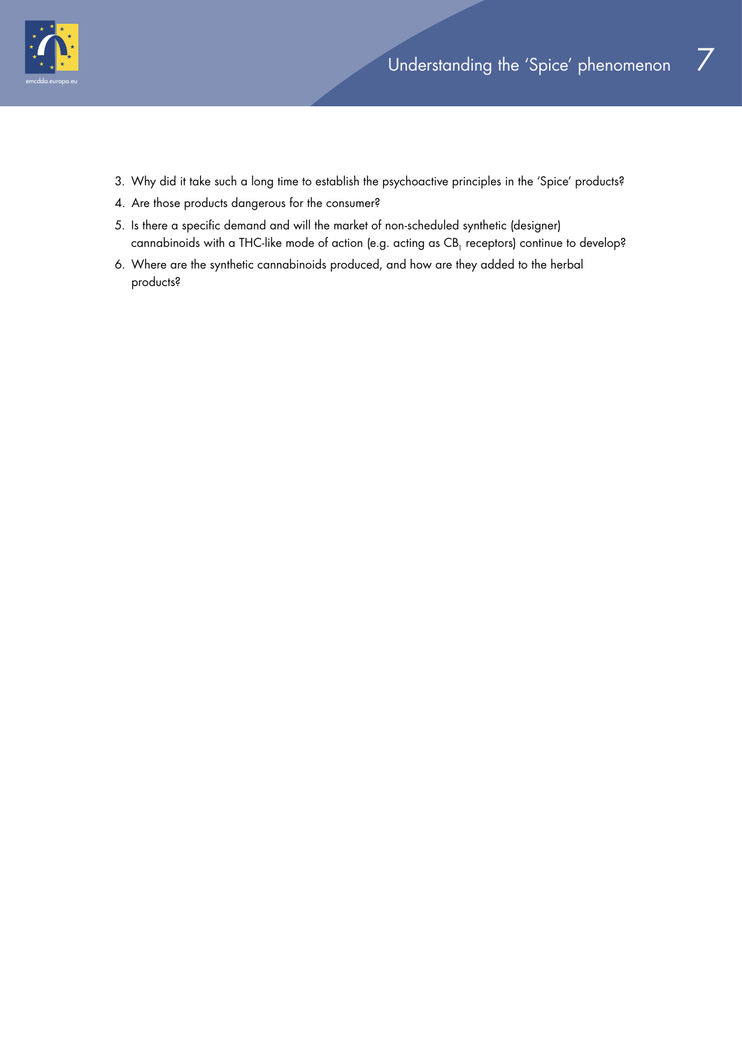3. Why did it take such a long time to establish the psychoactive principles in the 'Spice' products?
4. Are those products dangerous for the consumer?
5. Is there a specific demand and will the market of non-scheduled synthetic (designer) cannabinoids with a THC-like mode of action (e.g. acting as $CB_1$ receptors) continue to develop?
6. Where are the synthetic cannabinoids produced, and how are they added to the herbal products?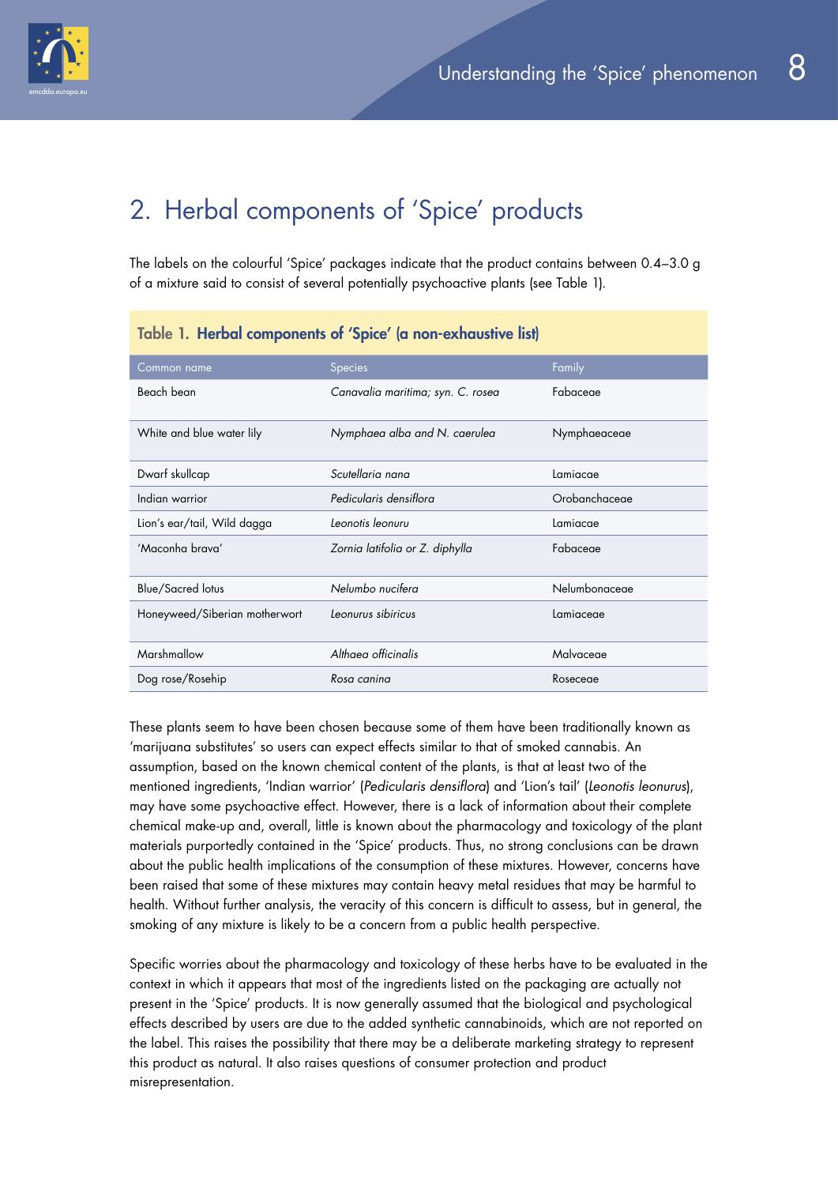## 2. Herbal components of 'Spice' products

The labels on the colourful 'Spice' packages indicate that the product contains between 0.4–3.0 g of a mixture said to consist of several potentially psychoactive plants (see Table 1).

**Table 1. Herbal components of 'Spice' (a non-exhaustive list)**

| Common name | Species | Family |
|---|---|---|
| Beach bean | *Canavalia maritima; syn. C. rosea* | Fabaceae |
| White and blue water lily | *Nymphaea alba and N. caerulea* | Nymphaeaceae |
| Dwarf skullcap | *Scutellaria nana* | Lamiacae |
| Indian warrior | *Pedicularis densiflora* | Orobanchaceae |
| Lion's ear/tail, Wild dagga | *Leonotis leonuru* | Lamiacae |
| 'Maconha brava' | *Zornia latifolia or Z. diphylla* | Fabaceae |
| Blue/Sacred lotus | *Nelumbo nucifera* | Nelumbonaceae |
| Honeyweed/Siberian motherwort | *Leonurus sibiricus* | Lamiaceae |
| Marshmallow | *Althaea officinalis* | Malvaceae |
| Dog rose/Rosehip | *Rosa canina* | Roseceae |

These plants seem to have been chosen because some of them have been traditionally known as 'marijuana substitutes' so users can expect effects similar to that of smoked cannabis. An assumption, based on the known chemical content of the plants, is that at least two of the mentioned ingredients, 'Indian warrior' (*Pedicularis densiflora*) and 'Lion's tail' (*Leonotis leonurus*), may have some psychoactive effect. However, there is a lack of information about their complete chemical make-up and, overall, little is known about the pharmacology and toxicology of the plant materials purportedly contained in the 'Spice' products. Thus, no strong conclusions can be drawn about the public health implications of the consumption of these mixtures. However, concerns have been raised that some of these mixtures may contain heavy metal residues that may be harmful to health. Without further analysis, the veracity of this concern is difficult to assess, but in general, the smoking of any mixture is likely to be a concern from a public health perspective.

Specific worries about the pharmacology and toxicology of these herbs have to be evaluated in the context in which it appears that most of the ingredients listed on the packaging are actually not present in the 'Spice' products. It is now generally assumed that the biological and psychological effects described by users are due to the added synthetic cannabinoids, which are not reported on the label. This raises the possibility that there may be a deliberate marketing strategy to represent this product as natural. It also raises questions of consumer protection and product misrepresentation.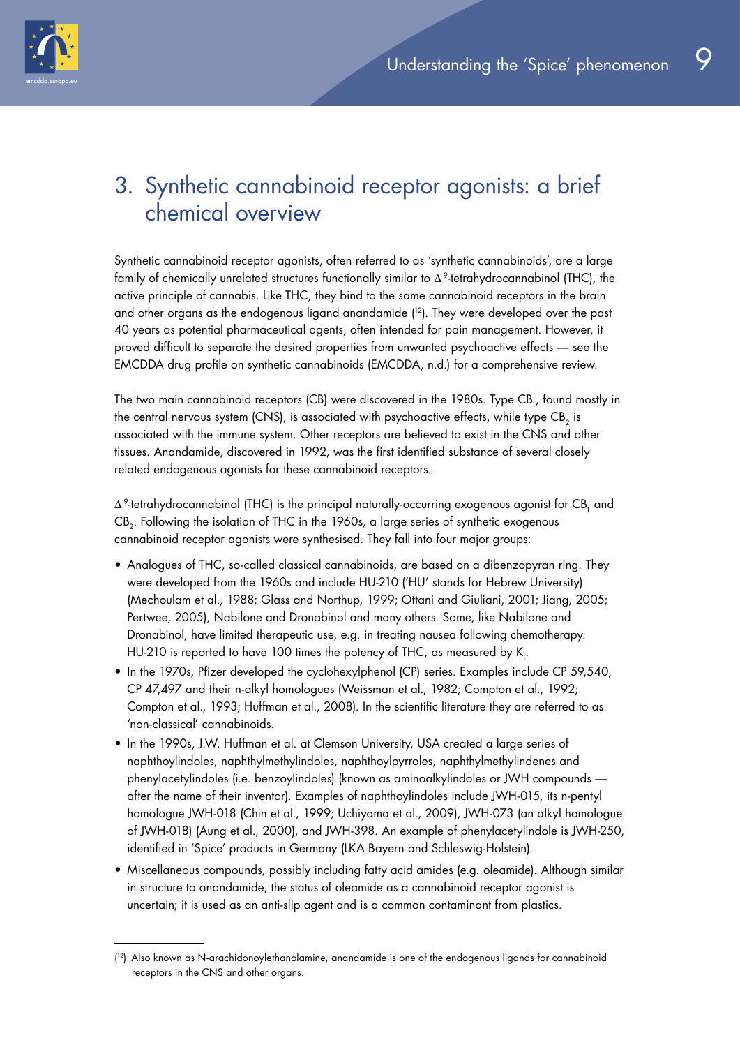# 3. Synthetic cannabinoid receptor agonists: a brief chemical overview

Synthetic cannabinoid receptor agonists, often referred to as 'synthetic cannabinoids', are a large family of chemically unrelated structures functionally similar to $\Delta^9$-tetrahydrocannabinol (THC), the active principle of cannabis. Like THC, they bind to the same cannabinoid receptors in the brain and other organs as the endogenous ligand anandamide ([12]). They were developed over the past 40 years as potential pharmaceutical agents, often intended for pain management. However, it proved difficult to separate the desired properties from unwanted psychoactive effects — see the EMCDDA drug profile on synthetic cannabinoids (EMCDDA, n.d.) for a comprehensive review.

The two main cannabinoid receptors (CB) were discovered in the 1980s. Type $CB_1$, found mostly in the central nervous system (CNS), is associated with psychoactive effects, while type $CB_2$ is associated with the immune system. Other receptors are believed to exist in the CNS and other tissues. Anandamide, discovered in 1992, was the first identified substance of several closely related endogenous agonists for these cannabinoid receptors.

$\Delta^9$-tetrahydrocannabinol (THC) is the principal naturally-occurring exogenous agonist for $CB_1$ and $CB_2$. Following the isolation of THC in the 1960s, a large series of synthetic exogenous cannabinoid receptor agonists were synthesised. They fall into four major groups:

- Analogues of THC, so-called classical cannabinoids, are based on a dibenzopyran ring. They were developed from the 1960s and include HU-210 ('HU' stands for Hebrew University) (Mechoulam et al., 1988; Glass and Northup, 1999; Ottani and Giuliani, 2001; Jiang, 2005; Pertwee, 2005), Nabilone and Dronabinol and many others. Some, like Nabilone and Dronabinol, have limited therapeutic use, e.g. in treating nausea following chemotherapy. HU-210 is reported to have 100 times the potency of THC, as measured by $K_i$.
- In the 1970s, Pfizer developed the cyclohexylphenol (CP) series. Examples include CP 59,540, CP 47,497 and their n-alkyl homologues (Weissman et al., 1982; Compton et al., 1992; Compton et al., 1993; Huffman et al., 2008). In the scientific literature they are referred to as 'non-classical' cannabinoids.
- In the 1990s, J.W. Huffman et al. at Clemson University, USA created a large series of naphthoylindoles, naphthylmethylindoles, naphthoylpyrroles, naphthylmethylindenes and phenylacetylindoles (i.e. benzoylindoles) (known as aminoalkylindoles or JWH compounds — after the name of their inventor). Examples of naphthoylindoles include JWH-015, its n-pentyl homologue JWH-018 (Chin et al., 1999; Uchiyama et al., 2009), JWH-073 (an alkyl homologue of JWH-018) (Aung et al., 2000), and JWH-398. An example of phenylacetylindole is JWH-250, identified in 'Spice' products in Germany (LKA Bayern and Schleswig-Holstein).
- Miscellaneous compounds, possibly including fatty acid amides (e.g. oleamide). Although similar in structure to anandamide, the status of oleamide as a cannabinoid receptor agonist is uncertain; it is used as an anti-slip agent and is a common contaminant from plastics.

---

([12]) Also known as N-arachidonoylethanolamine, anandamide is one of the endogenous ligands for cannabinoid receptors in the CNS and other organs.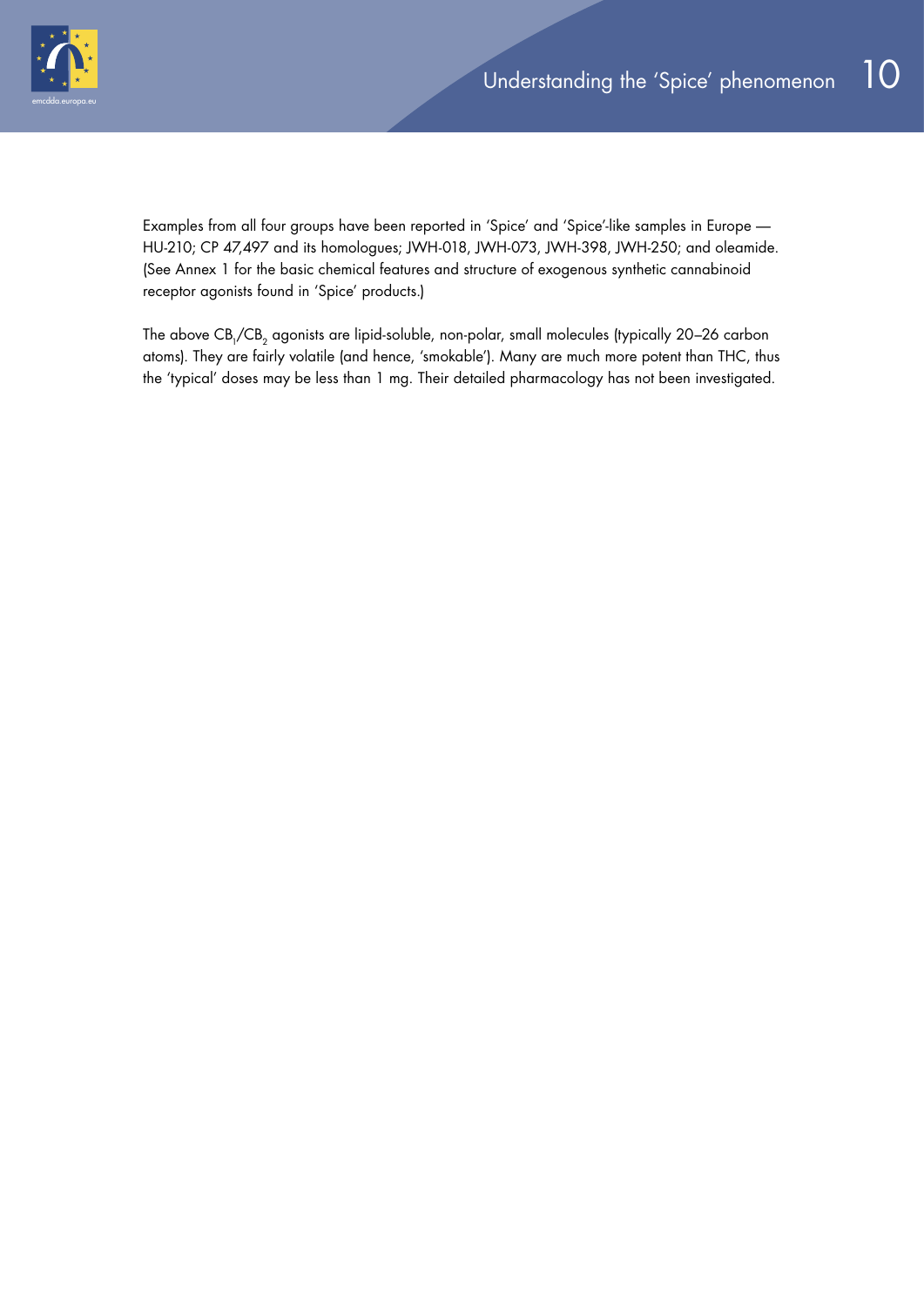Examples from all four groups have been reported in 'Spice' and 'Spice'-like samples in Europe — HU-210; CP 47,497 and its homologues; JWH-018, JWH-073, JWH-398, JWH-250; and oleamide. (See Annex 1 for the basic chemical features and structure of exogenous synthetic cannabinoid receptor agonists found in 'Spice' products.)

The above $CB_1$/$CB_2$ agonists are lipid-soluble, non-polar, small molecules (typically 20–26 carbon atoms). They are fairly volatile (and hence, 'smokable'). Many are much more potent than THC, thus the 'typical' doses may be less than 1 mg. Their detailed pharmacology has not been investigated.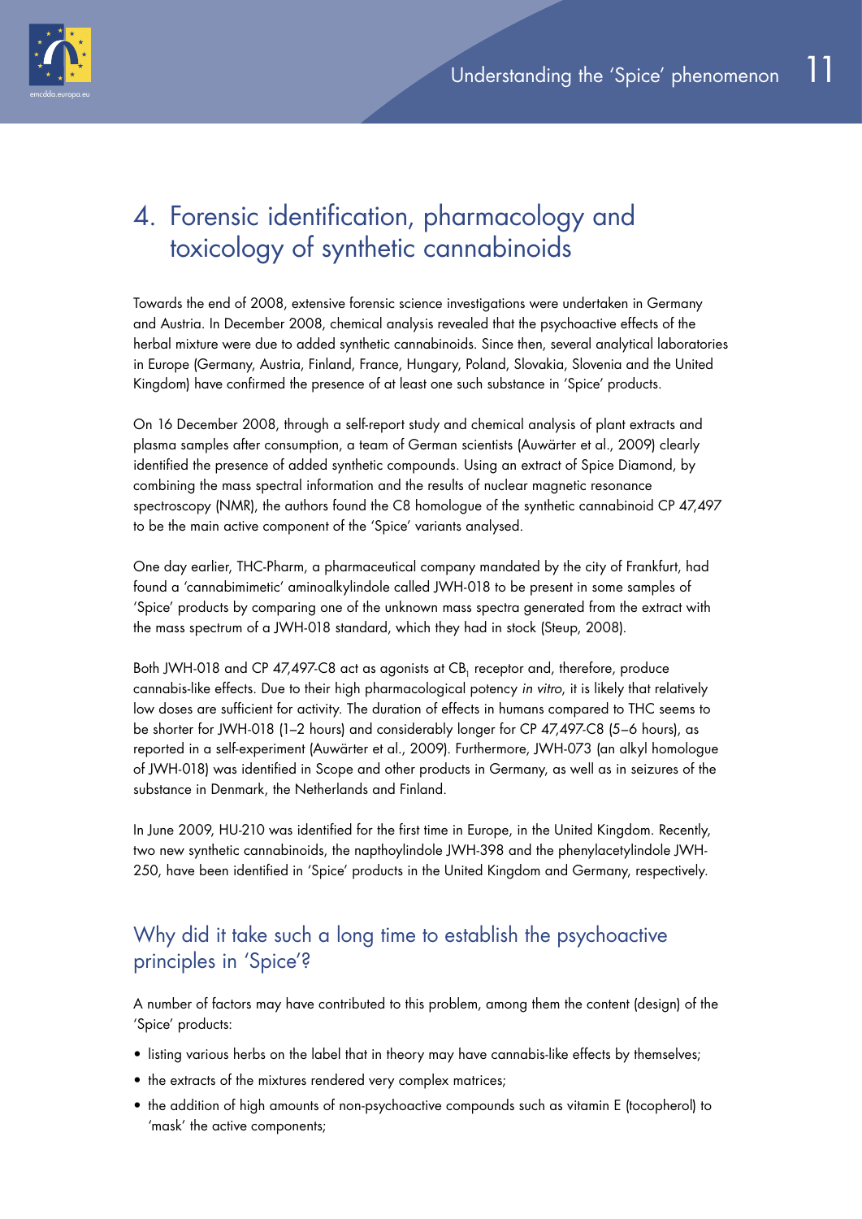# 4. Forensic identification, pharmacology and toxicology of synthetic cannabinoids

Towards the end of 2008, extensive forensic science investigations were undertaken in Germany and Austria. In December 2008, chemical analysis revealed that the psychoactive effects of the herbal mixture were due to added synthetic cannabinoids. Since then, several analytical laboratories in Europe (Germany, Austria, Finland, France, Hungary, Poland, Slovakia, Slovenia and the United Kingdom) have confirmed the presence of at least one such substance in 'Spice' products.

On 16 December 2008, through a self-report study and chemical analysis of plant extracts and plasma samples after consumption, a team of German scientists (Auwärter et al., 2009) clearly identified the presence of added synthetic compounds. Using an extract of Spice Diamond, by combining the mass spectral information and the results of nuclear magnetic resonance spectroscopy (NMR), the authors found the C8 homologue of the synthetic cannabinoid CP 47,497 to be the main active component of the 'Spice' variants analysed.

One day earlier, THC-Pharm, a pharmaceutical company mandated by the city of Frankfurt, had found a 'cannabimimetic' aminoalkylindole called JWH-018 to be present in some samples of 'Spice' products by comparing one of the unknown mass spectra generated from the extract with the mass spectrum of a JWH-018 standard, which they had in stock (Steup, 2008).

Both JWH-018 and CP 47,497-C8 act as agonists at $CB_1$ receptor and, therefore, produce cannabis-like effects. Due to their high pharmacological potency *in vitro*, it is likely that relatively low doses are sufficient for activity. The duration of effects in humans compared to THC seems to be shorter for JWH-018 (1–2 hours) and considerably longer for CP 47,497-C8 (5–6 hours), as reported in a self-experiment (Auwärter et al., 2009). Furthermore, JWH-073 (an alkyl homologue of JWH-018) was identified in Scope and other products in Germany, as well as in seizures of the substance in Denmark, the Netherlands and Finland.

In June 2009, HU-210 was identified for the first time in Europe, in the United Kingdom. Recently, two new synthetic cannabinoids, the napthoylindole JWH-398 and the phenylacetylindole JWH-250, have been identified in 'Spice' products in the United Kingdom and Germany, respectively.

## Why did it take such a long time to establish the psychoactive principles in 'Spice'?

A number of factors may have contributed to this problem, among them the content (design) of the 'Spice' products:

- listing various herbs on the label that in theory may have cannabis-like effects by themselves;
- the extracts of the mixtures rendered very complex matrices;
- the addition of high amounts of non-psychoactive compounds such as vitamin E (tocopherol) to 'mask' the active components;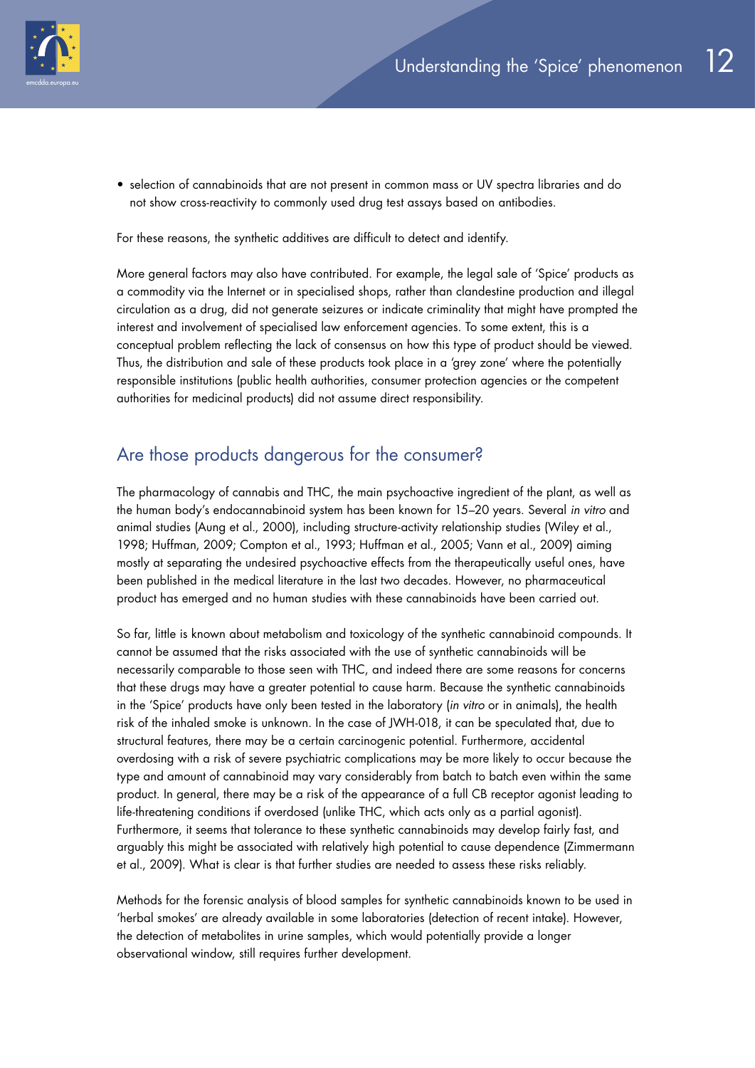- selection of cannabinoids that are not present in common mass or UV spectra libraries and do not show cross-reactivity to commonly used drug test assays based on antibodies.

For these reasons, the synthetic additives are difficult to detect and identify.

More general factors may also have contributed. For example, the legal sale of 'Spice' products as a commodity via the Internet or in specialised shops, rather than clandestine production and illegal circulation as a drug, did not generate seizures or indicate criminality that might have prompted the interest and involvement of specialised law enforcement agencies. To some extent, this is a conceptual problem reflecting the lack of consensus on how this type of product should be viewed. Thus, the distribution and sale of these products took place in a 'grey zone' where the potentially responsible institutions (public health authorities, consumer protection agencies or the competent authorities for medicinal products) did not assume direct responsibility.

## Are those products dangerous for the consumer?

The pharmacology of cannabis and THC, the main psychoactive ingredient of the plant, as well as the human body's endocannabinoid system has been known for 15–20 years. Several *in vitro* and animal studies (Aung et al., 2000), including structure-activity relationship studies (Wiley et al., 1998; Huffman, 2009; Compton et al., 1993; Huffman et al., 2005; Vann et al., 2009) aiming mostly at separating the undesired psychoactive effects from the therapeutically useful ones, have been published in the medical literature in the last two decades. However, no pharmaceutical product has emerged and no human studies with these cannabinoids have been carried out.

So far, little is known about metabolism and toxicology of the synthetic cannabinoid compounds. It cannot be assumed that the risks associated with the use of synthetic cannabinoids will be necessarily comparable to those seen with THC, and indeed there are some reasons for concerns that these drugs may have a greater potential to cause harm. Because the synthetic cannabinoids in the 'Spice' products have only been tested in the laboratory (*in vitro* or in animals), the health risk of the inhaled smoke is unknown. In the case of JWH-018, it can be speculated that, due to structural features, there may be a certain carcinogenic potential. Furthermore, accidental overdosing with a risk of severe psychiatric complications may be more likely to occur because the type and amount of cannabinoid may vary considerably from batch to batch even within the same product. In general, there may be a risk of the appearance of a full CB receptor agonist leading to life-threatening conditions if overdosed (unlike THC, which acts only as a partial agonist). Furthermore, it seems that tolerance to these synthetic cannabinoids may develop fairly fast, and arguably this might be associated with relatively high potential to cause dependence (Zimmermann et al., 2009). What is clear is that further studies are needed to assess these risks reliably.

Methods for the forensic analysis of blood samples for synthetic cannabinoids known to be used in 'herbal smokes' are already available in some laboratories (detection of recent intake). However, the detection of metabolites in urine samples, which would potentially provide a longer observational window, still requires further development.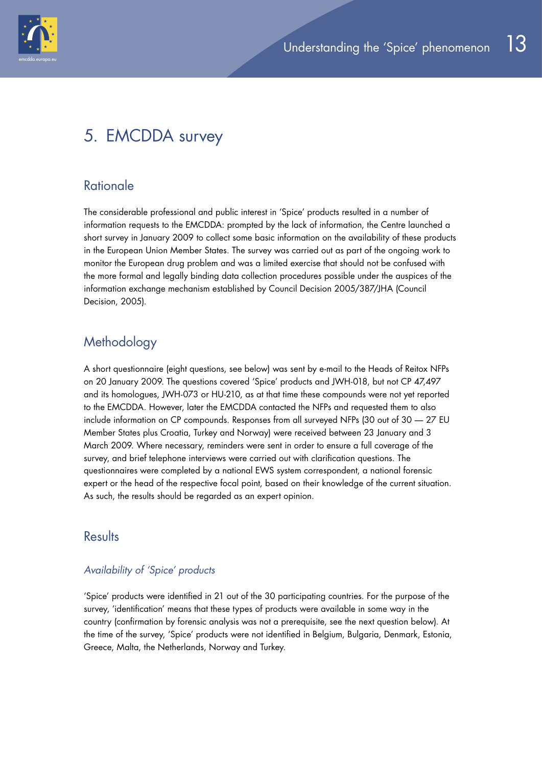# 5. EMCDDA survey

## Rationale

The considerable professional and public interest in 'Spice' products resulted in a number of information requests to the EMCDDA: prompted by the lack of information, the Centre launched a short survey in January 2009 to collect some basic information on the availability of these products in the European Union Member States. The survey was carried out as part of the ongoing work to monitor the European drug problem and was a limited exercise that should not be confused with the more formal and legally binding data collection procedures possible under the auspices of the information exchange mechanism established by Council Decision 2005/387/JHA (Council Decision, 2005).

## Methodology

A short questionnaire (eight questions, see below) was sent by e-mail to the Heads of Reitox NFPs on 20 January 2009. The questions covered 'Spice' products and JWH-018, but not CP 47,497 and its homologues, JWH-073 or HU-210, as at that time these compounds were not yet reported to the EMCDDA. However, later the EMCDDA contacted the NFPs and requested them to also include information on CP compounds. Responses from all surveyed NFPs (30 out of 30 — 27 EU Member States plus Croatia, Turkey and Norway) were received between 23 January and 3 March 2009. Where necessary, reminders were sent in order to ensure a full coverage of the survey, and brief telephone interviews were carried out with clarification questions. The questionnaires were completed by a national EWS system correspondent, a national forensic expert or the head of the respective focal point, based on their knowledge of the current situation. As such, the results should be regarded as an expert opinion.

## Results

### *Availability of 'Spice' products*

'Spice' products were identified in 21 out of the 30 participating countries. For the purpose of the survey, 'identification' means that these types of products were available in some way in the country (confirmation by forensic analysis was not a prerequisite, see the next question below). At the time of the survey, 'Spice' products were not identified in Belgium, Bulgaria, Denmark, Estonia, Greece, Malta, the Netherlands, Norway and Turkey.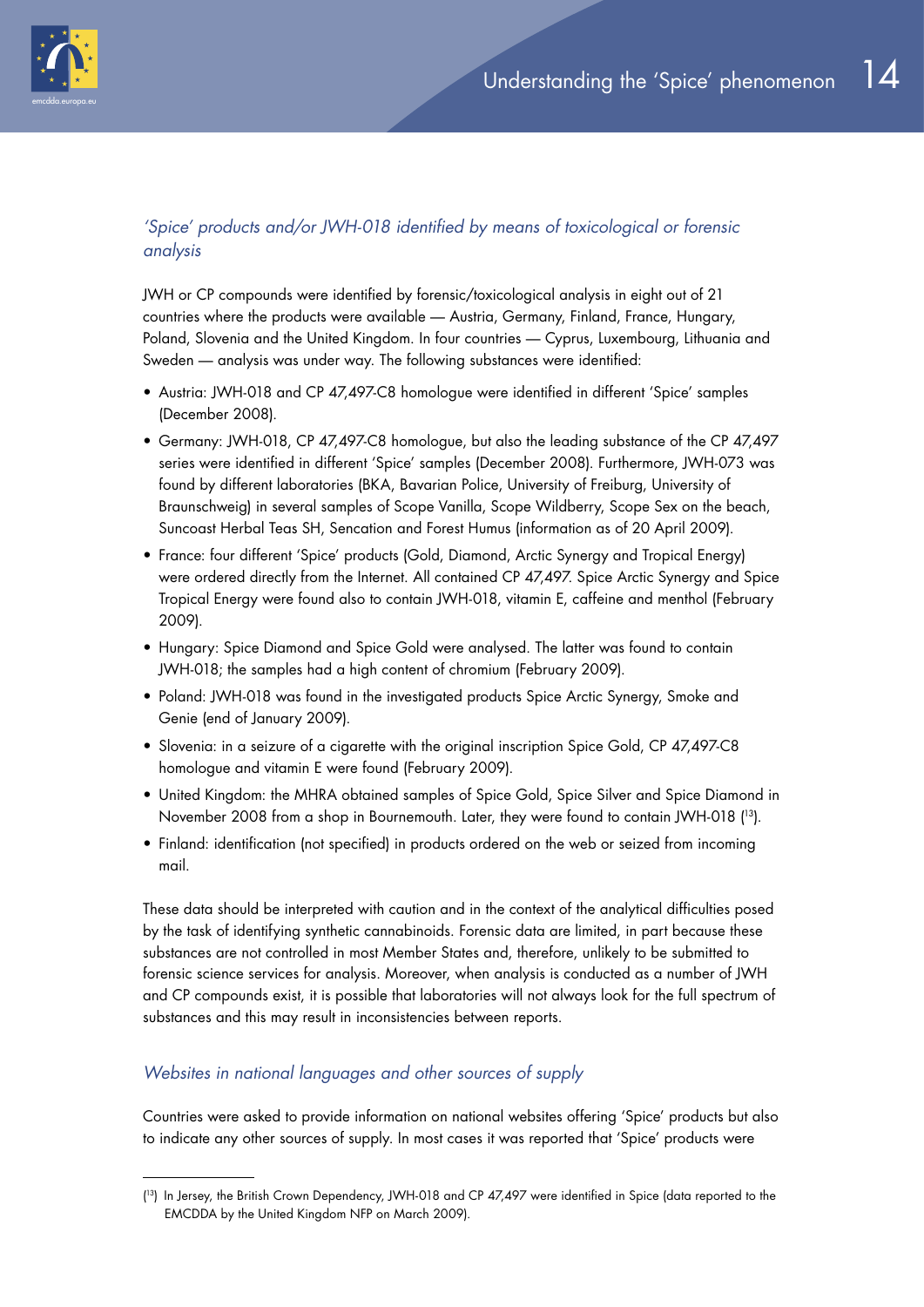### *'Spice' products and/or JWH-018 identified by means of toxicological or forensic analysis*

JWH or CP compounds were identified by forensic/toxicological analysis in eight out of 21 countries where the products were available — Austria, Germany, Finland, France, Hungary, Poland, Slovenia and the United Kingdom. In four countries — Cyprus, Luxembourg, Lithuania and Sweden — analysis was under way. The following substances were identified:

- Austria: JWH-018 and CP 47,497-C8 homologue were identified in different 'Spice' samples (December 2008).
- Germany: JWH-018, CP 47,497-C8 homologue, but also the leading substance of the CP 47,497 series were identified in different 'Spice' samples (December 2008). Furthermore, JWH-073 was found by different laboratories (BKA, Bavarian Police, University of Freiburg, University of Braunschweig) in several samples of Scope Vanilla, Scope Wildberry, Scope Sex on the beach, Suncoast Herbal Teas SH, Sencation and Forest Humus (information as of 20 April 2009).
- France: four different 'Spice' products (Gold, Diamond, Arctic Synergy and Tropical Energy) were ordered directly from the Internet. All contained CP 47,497. Spice Arctic Synergy and Spice Tropical Energy were found also to contain JWH-018, vitamin E, caffeine and menthol (February 2009).
- Hungary: Spice Diamond and Spice Gold were analysed. The latter was found to contain JWH-018; the samples had a high content of chromium (February 2009).
- Poland: JWH-018 was found in the investigated products Spice Arctic Synergy, Smoke and Genie (end of January 2009).
- Slovenia: in a seizure of a cigarette with the original inscription Spice Gold, CP 47,497-C8 homologue and vitamin E were found (February 2009).
- United Kingdom: the MHRA obtained samples of Spice Gold, Spice Silver and Spice Diamond in November 2008 from a shop in Bournemouth. Later, they were found to contain JWH-018 ([13]).
- Finland: identification (not specified) in products ordered on the web or seized from incoming mail.

These data should be interpreted with caution and in the context of the analytical difficulties posed by the task of identifying synthetic cannabinoids. Forensic data are limited, in part because these substances are not controlled in most Member States and, therefore, unlikely to be submitted to forensic science services for analysis. Moreover, when analysis is conducted as a number of JWH and CP compounds exist, it is possible that laboratories will not always look for the full spectrum of substances and this may result in inconsistencies between reports.

### *Websites in national languages and other sources of supply*

Countries were asked to provide information on national websites offering 'Spice' products but also to indicate any other sources of supply. In most cases it was reported that 'Spice' products were

---

([13]) In Jersey, the British Crown Dependency, JWH-018 and CP 47,497 were identified in Spice (data reported to the EMCDDA by the United Kingdom NFP on March 2009).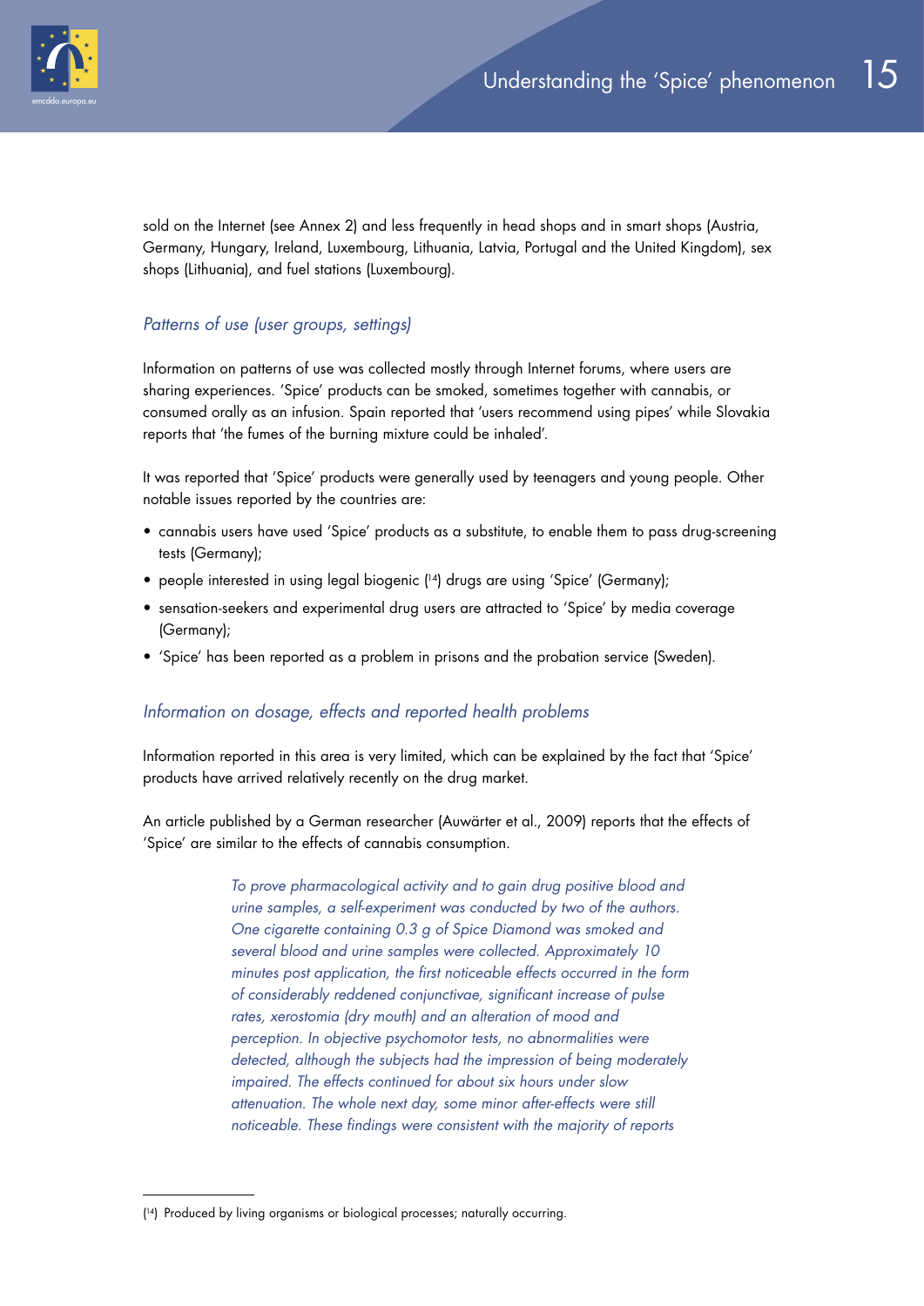sold on the Internet (see Annex 2) and less frequently in head shops and in smart shops (Austria, Germany, Hungary, Ireland, Luxembourg, Lithuania, Latvia, Portugal and the United Kingdom), sex shops (Lithuania), and fuel stations (Luxembourg).

### *Patterns of use (user groups, settings)*

Information on patterns of use was collected mostly through Internet forums, where users are sharing experiences. 'Spice' products can be smoked, sometimes together with cannabis, or consumed orally as an infusion. Spain reported that 'users recommend using pipes' while Slovakia reports that 'the fumes of the burning mixture could be inhaled'.

It was reported that 'Spice' products were generally used by teenagers and young people. Other notable issues reported by the countries are:

- cannabis users have used 'Spice' products as a substitute, to enable them to pass drug-screening tests (Germany);
- people interested in using legal biogenic ([14]) drugs are using 'Spice' (Germany);
- sensation-seekers and experimental drug users are attracted to 'Spice' by media coverage (Germany);
- 'Spice' has been reported as a problem in prisons and the probation service (Sweden).

### *Information on dosage, effects and reported health problems*

Information reported in this area is very limited, which can be explained by the fact that 'Spice' products have arrived relatively recently on the drug market.

An article published by a German researcher (Auwärter et al., 2009) reports that the effects of 'Spice' are similar to the effects of cannabis consumption.

> *To prove pharmacological activity and to gain drug positive blood and urine samples, a self-experiment was conducted by two of the authors. One cigarette containing 0.3 g of Spice Diamond was smoked and several blood and urine samples were collected. Approximately 10 minutes post application, the first noticeable effects occurred in the form of considerably reddened conjunctivae, significant increase of pulse rates, xerostomia (dry mouth) and an alteration of mood and perception. In objective psychomotor tests, no abnormalities were detected, although the subjects had the impression of being moderately impaired. The effects continued for about six hours under slow attenuation. The whole next day, some minor after-effects were still noticeable. These findings were consistent with the majority of reports*

---

([14]) Produced by living organisms or biological processes; naturally occurring.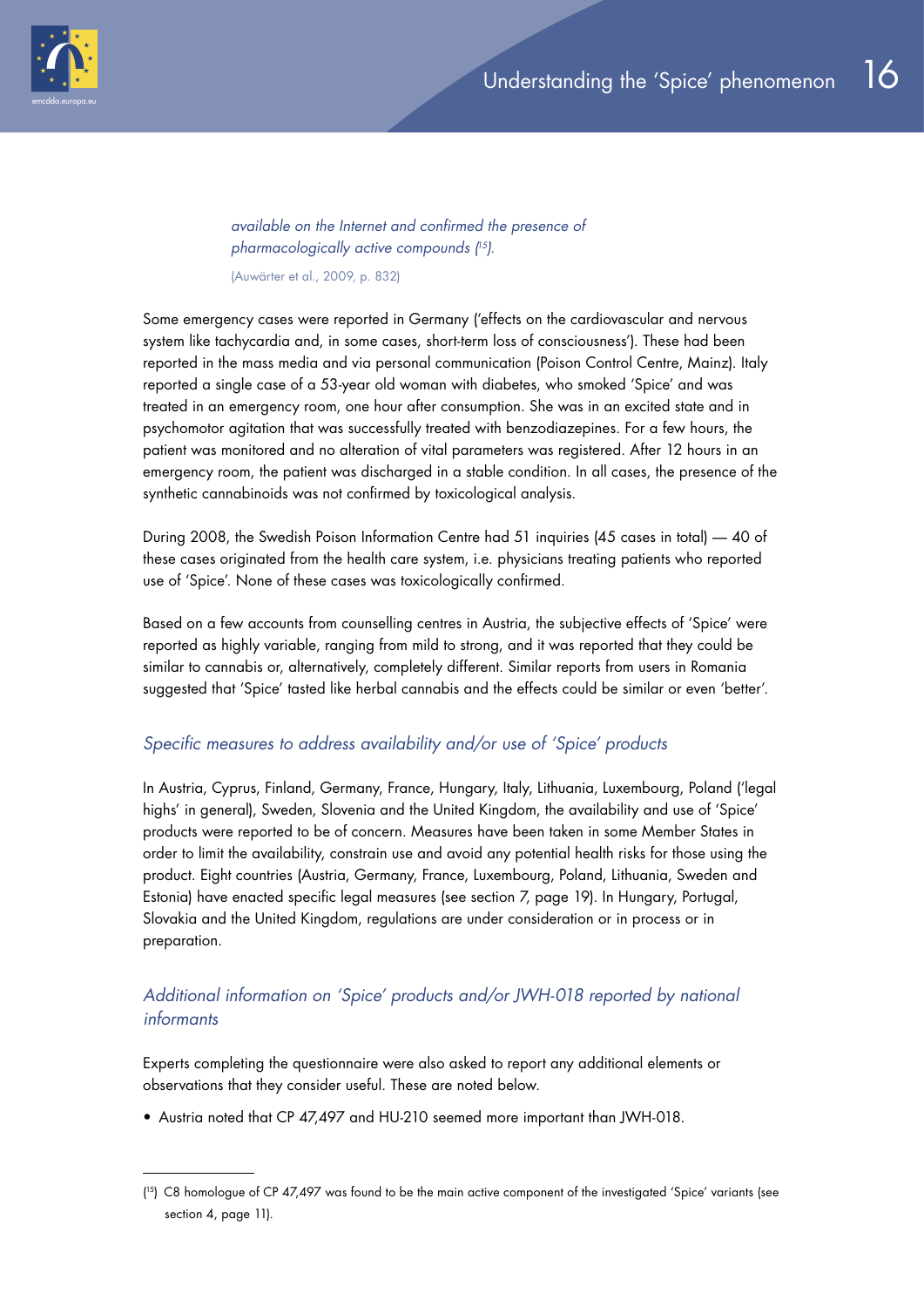*available on the Internet and confirmed the presence of pharmacologically active compounds ([15]).*

(Auwärter et al., 2009, p. 832)

Some emergency cases were reported in Germany ('effects on the cardiovascular and nervous system like tachycardia and, in some cases, short-term loss of consciousness'). These had been reported in the mass media and via personal communication (Poison Control Centre, Mainz). Italy reported a single case of a 53-year old woman with diabetes, who smoked 'Spice' and was treated in an emergency room, one hour after consumption. She was in an excited state and in psychomotor agitation that was successfully treated with benzodiazepines. For a few hours, the patient was monitored and no alteration of vital parameters was registered. After 12 hours in an emergency room, the patient was discharged in a stable condition. In all cases, the presence of the synthetic cannabinoids was not confirmed by toxicological analysis.

During 2008, the Swedish Poison Information Centre had 51 inquiries (45 cases in total) — 40 of these cases originated from the health care system, i.e. physicians treating patients who reported use of 'Spice'. None of these cases was toxicologically confirmed.

Based on a few accounts from counselling centres in Austria, the subjective effects of 'Spice' were reported as highly variable, ranging from mild to strong, and it was reported that they could be similar to cannabis or, alternatively, completely different. Similar reports from users in Romania suggested that 'Spice' tasted like herbal cannabis and the effects could be similar or even 'better'.

### *Specific measures to address availability and/or use of 'Spice' products*

In Austria, Cyprus, Finland, Germany, France, Hungary, Italy, Lithuania, Luxembourg, Poland ('legal highs' in general), Sweden, Slovenia and the United Kingdom, the availability and use of 'Spice' products were reported to be of concern. Measures have been taken in some Member States in order to limit the availability, constrain use and avoid any potential health risks for those using the product. Eight countries (Austria, Germany, France, Luxembourg, Poland, Lithuania, Sweden and Estonia) have enacted specific legal measures (see section 7, page 19). In Hungary, Portugal, Slovakia and the United Kingdom, regulations are under consideration or in process or in preparation.

### *Additional information on 'Spice' products and/or JWH-018 reported by national informants*

Experts completing the questionnaire were also asked to report any additional elements or observations that they consider useful. These are noted below.

- Austria noted that CP 47,497 and HU-210 seemed more important than JWH-018.

---

([15]) C8 homologue of CP 47,497 was found to be the main active component of the investigated 'Spice' variants (see section 4, page 11).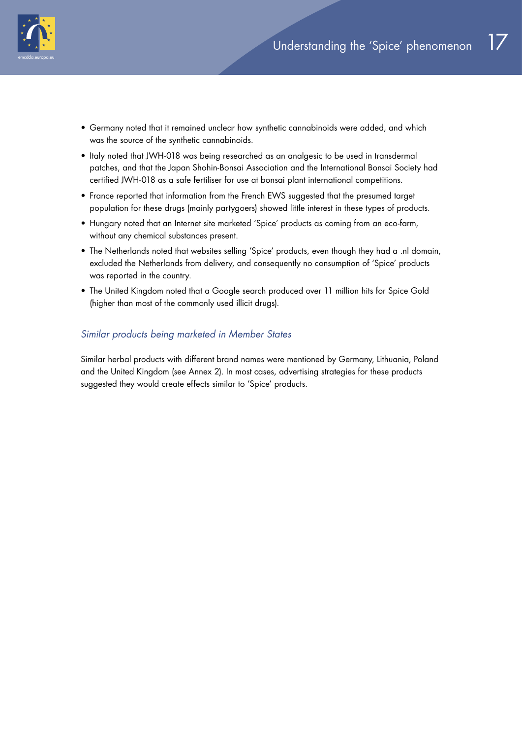- Germany noted that it remained unclear how synthetic cannabinoids were added, and which was the source of the synthetic cannabinoids.
- Italy noted that JWH-018 was being researched as an analgesic to be used in transdermal patches, and that the Japan Shohin-Bonsai Association and the International Bonsai Society had certified JWH-018 as a safe fertiliser for use at bonsai plant international competitions.
- France reported that information from the French EWS suggested that the presumed target population for these drugs (mainly partygoers) showed little interest in these types of products.
- Hungary noted that an Internet site marketed 'Spice' products as coming from an eco-farm, without any chemical substances present.
- The Netherlands noted that websites selling 'Spice' products, even though they had a .nl domain, excluded the Netherlands from delivery, and consequently no consumption of 'Spice' products was reported in the country.
- The United Kingdom noted that a Google search produced over 11 million hits for Spice Gold (higher than most of the commonly used illicit drugs).

### *Similar products being marketed in Member States*

Similar herbal products with different brand names were mentioned by Germany, Lithuania, Poland and the United Kingdom (see Annex 2). In most cases, advertising strategies for these products suggested they would create effects similar to 'Spice' products.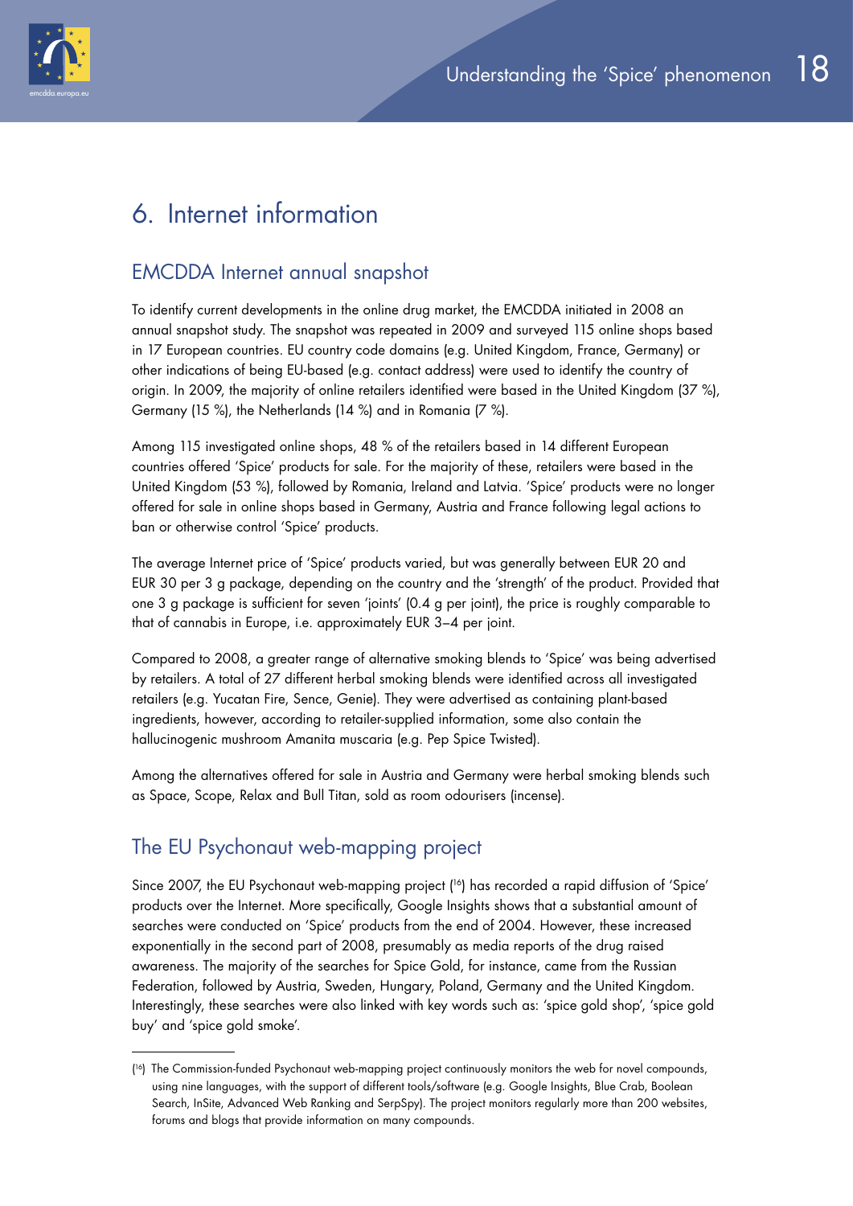# 6. Internet information

## EMCDDA Internet annual snapshot

To identify current developments in the online drug market, the EMCDDA initiated in 2008 an annual snapshot study. The snapshot was repeated in 2009 and surveyed 115 online shops based in 17 European countries. EU country code domains (e.g. United Kingdom, France, Germany) or other indications of being EU-based (e.g. contact address) were used to identify the country of origin. In 2009, the majority of online retailers identified were based in the United Kingdom (37 %), Germany (15 %), the Netherlands (14 %) and in Romania (7 %).

Among 115 investigated online shops, 48 % of the retailers based in 14 different European countries offered 'Spice' products for sale. For the majority of these, retailers were based in the United Kingdom (53 %), followed by Romania, Ireland and Latvia. 'Spice' products were no longer offered for sale in online shops based in Germany, Austria and France following legal actions to ban or otherwise control 'Spice' products.

The average Internet price of 'Spice' products varied, but was generally between EUR 20 and EUR 30 per 3 g package, depending on the country and the 'strength' of the product. Provided that one 3 g package is sufficient for seven 'joints' (0.4 g per joint), the price is roughly comparable to that of cannabis in Europe, i.e. approximately EUR 3–4 per joint.

Compared to 2008, a greater range of alternative smoking blends to 'Spice' was being advertised by retailers. A total of 27 different herbal smoking blends were identified across all investigated retailers (e.g. Yucatan Fire, Sence, Genie). They were advertised as containing plant-based ingredients, however, according to retailer-supplied information, some also contain the hallucinogenic mushroom Amanita muscaria (e.g. Pep Spice Twisted).

Among the alternatives offered for sale in Austria and Germany were herbal smoking blends such as Space, Scope, Relax and Bull Titan, sold as room odourisers (incense).

## The EU Psychonaut web-mapping project

Since 2007, the EU Psychonaut web-mapping project [16] has recorded a rapid diffusion of 'Spice' products over the Internet. More specifically, Google Insights shows that a substantial amount of searches were conducted on 'Spice' products from the end of 2004. However, these increased exponentially in the second part of 2008, presumably as media reports of the drug raised awareness. The majority of the searches for Spice Gold, for instance, came from the Russian Federation, followed by Austria, Sweden, Hungary, Poland, Germany and the United Kingdom. Interestingly, these searches were also linked with key words such as: 'spice gold shop', 'spice gold buy' and 'spice gold smoke'.

---

[16] The Commission-funded Psychonaut web-mapping project continuously monitors the web for novel compounds, using nine languages, with the support of different tools/software (e.g. Google Insights, Blue Crab, Boolean Search, InSite, Advanced Web Ranking and SerpSpy). The project monitors regularly more than 200 websites, forums and blogs that provide information on many compounds.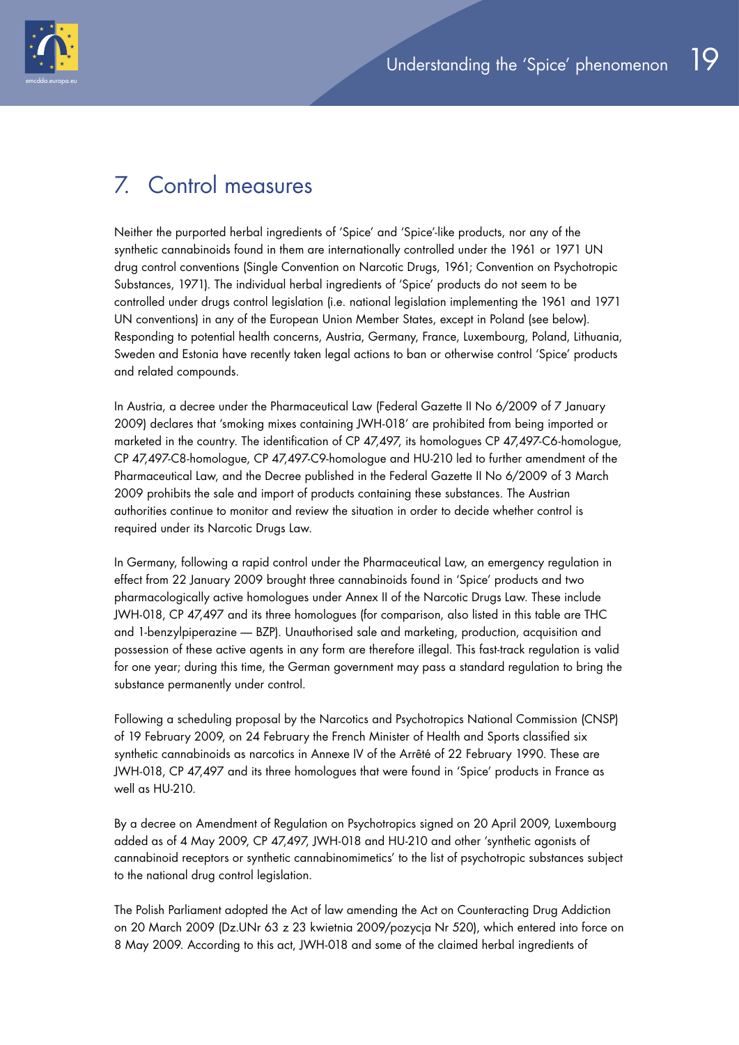# 7. Control measures

Neither the purported herbal ingredients of 'Spice' and 'Spice'-like products, nor any of the synthetic cannabinoids found in them are internationally controlled under the 1961 or 1971 UN drug control conventions (Single Convention on Narcotic Drugs, 1961; Convention on Psychotropic Substances, 1971). The individual herbal ingredients of 'Spice' products do not seem to be controlled under drugs control legislation (i.e. national legislation implementing the 1961 and 1971 UN conventions) in any of the European Union Member States, except in Poland (see below). Responding to potential health concerns, Austria, Germany, France, Luxembourg, Poland, Lithuania, Sweden and Estonia have recently taken legal actions to ban or otherwise control 'Spice' products and related compounds.

In Austria, a decree under the Pharmaceutical Law (Federal Gazette II No 6/2009 of 7 January 2009) declares that 'smoking mixes containing JWH-018' are prohibited from being imported or marketed in the country. The identification of CP 47,497, its homologues CP 47,497-C6-homologue, CP 47,497-C8-homologue, CP 47,497-C9-homologue and HU-210 led to further amendment of the Pharmaceutical Law, and the Decree published in the Federal Gazette II No 6/2009 of 3 March 2009 prohibits the sale and import of products containing these substances. The Austrian authorities continue to monitor and review the situation in order to decide whether control is required under its Narcotic Drugs Law.

In Germany, following a rapid control under the Pharmaceutical Law, an emergency regulation in effect from 22 January 2009 brought three cannabinoids found in 'Spice' products and two pharmacologically active homologues under Annex II of the Narcotic Drugs Law. These include JWH-018, CP 47,497 and its three homologues (for comparison, also listed in this table are THC and 1-benzylpiperazine — BZP). Unauthorised sale and marketing, production, acquisition and possession of these active agents in any form are therefore illegal. This fast-track regulation is valid for one year; during this time, the German government may pass a standard regulation to bring the substance permanently under control.

Following a scheduling proposal by the Narcotics and Psychotropics National Commission (CNSP) of 19 February 2009, on 24 February the French Minister of Health and Sports classified six synthetic cannabinoids as narcotics in Annexe IV of the Arrêté of 22 February 1990. These are JWH-018, CP 47,497 and its three homologues that were found in 'Spice' products in France as well as HU-210.

By a decree on Amendment of Regulation on Psychotropics signed on 20 April 2009, Luxembourg added as of 4 May 2009, CP 47,497, JWH-018 and HU-210 and other 'synthetic agonists of cannabinoid receptors or synthetic cannabinomimetics' to the list of psychotropic substances subject to the national drug control legislation.

The Polish Parliament adopted the Act of law amending the Act on Counteracting Drug Addiction on 20 March 2009 (Dz.UNr 63 z 23 kwietnia 2009/pozycja Nr 520), which entered into force on 8 May 2009. According to this act, JWH-018 and some of the claimed herbal ingredients of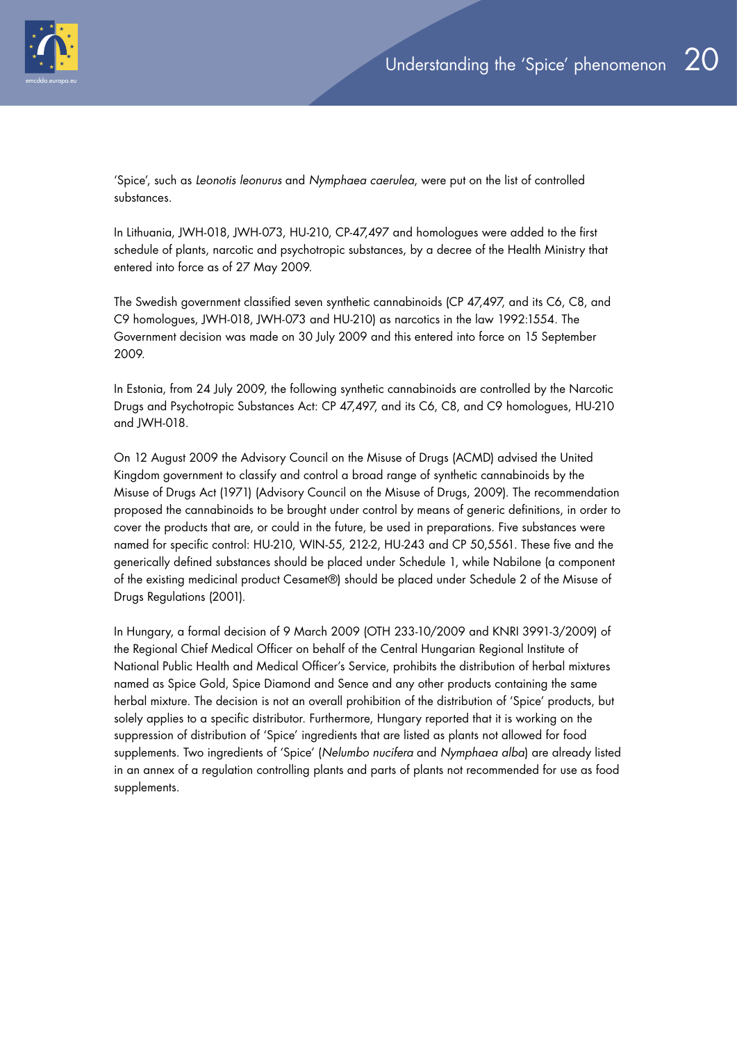'Spice', such as *Leonotis leonurus* and *Nymphaea caerulea*, were put on the list of controlled substances.

In Lithuania, JWH-018, JWH-073, HU-210, CP-47,497 and homologues were added to the first schedule of plants, narcotic and psychotropic substances, by a decree of the Health Ministry that entered into force as of 27 May 2009.

The Swedish government classified seven synthetic cannabinoids (CP 47,497, and its C6, C8, and C9 homologues, JWH-018, JWH-073 and HU-210) as narcotics in the law 1992:1554. The Government decision was made on 30 July 2009 and this entered into force on 15 September 2009.

In Estonia, from 24 July 2009, the following synthetic cannabinoids are controlled by the Narcotic Drugs and Psychotropic Substances Act: CP 47,497, and its C6, C8, and C9 homologues, HU-210 and JWH-018.

On 12 August 2009 the Advisory Council on the Misuse of Drugs (ACMD) advised the United Kingdom government to classify and control a broad range of synthetic cannabinoids by the Misuse of Drugs Act (1971) (Advisory Council on the Misuse of Drugs, 2009). The recommendation proposed the cannabinoids to be brought under control by means of generic definitions, in order to cover the products that are, or could in the future, be used in preparations. Five substances were named for specific control: HU-210, WIN-55, 212-2, HU-243 and CP 50,5561. These five and the generically defined substances should be placed under Schedule 1, while Nabilone (a component of the existing medicinal product Cesamet®) should be placed under Schedule 2 of the Misuse of Drugs Regulations (2001).

In Hungary, a formal decision of 9 March 2009 (OTH 233-10/2009 and KNRI 3991-3/2009) of the Regional Chief Medical Officer on behalf of the Central Hungarian Regional Institute of National Public Health and Medical Officer's Service, prohibits the distribution of herbal mixtures named as Spice Gold, Spice Diamond and Sence and any other products containing the same herbal mixture. The decision is not an overall prohibition of the distribution of 'Spice' products, but solely applies to a specific distributor. Furthermore, Hungary reported that it is working on the suppression of distribution of 'Spice' ingredients that are listed as plants not allowed for food supplements. Two ingredients of 'Spice' (*Nelumbo nucifera* and *Nymphaea alba*) are already listed in an annex of a regulation controlling plants and parts of plants not recommended for use as food supplements.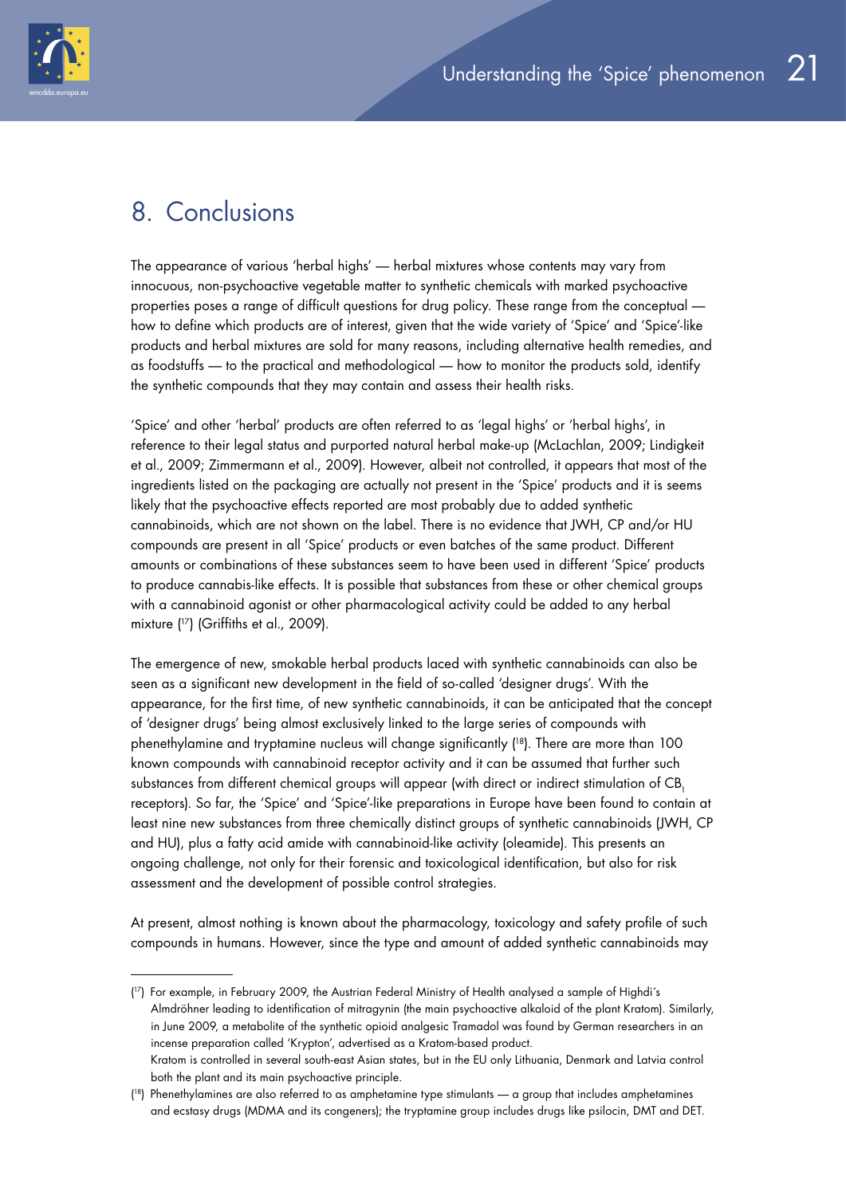## 8. Conclusions

The appearance of various 'herbal highs' — herbal mixtures whose contents may vary from innocuous, non-psychoactive vegetable matter to synthetic chemicals with marked psychoactive properties poses a range of difficult questions for drug policy. These range from the conceptual — how to define which products are of interest, given that the wide variety of 'Spice' and 'Spice'-like products and herbal mixtures are sold for many reasons, including alternative health remedies, and as foodstuffs — to the practical and methodological — how to monitor the products sold, identify the synthetic compounds that they may contain and assess their health risks.

'Spice' and other 'herbal' products are often referred to as 'legal highs' or 'herbal highs', in reference to their legal status and purported natural herbal make-up (McLachlan, 2009; Lindigkeit et al., 2009; Zimmermann et al., 2009). However, albeit not controlled, it appears that most of the ingredients listed on the packaging are actually not present in the 'Spice' products and it is seems likely that the psychoactive effects reported are most probably due to added synthetic cannabinoids, which are not shown on the label. There is no evidence that JWH, CP and/or HU compounds are present in all 'Spice' products or even batches of the same product. Different amounts or combinations of these substances seem to have been used in different 'Spice' products to produce cannabis-like effects. It is possible that substances from these or other chemical groups with a cannabinoid agonist or other pharmacological activity could be added to any herbal mixture ([17]) (Griffiths et al., 2009).

The emergence of new, smokable herbal products laced with synthetic cannabinoids can also be seen as a significant new development in the field of so-called 'designer drugs'. With the appearance, for the first time, of new synthetic cannabinoids, it can be anticipated that the concept of 'designer drugs' being almost exclusively linked to the large series of compounds with phenethylamine and tryptamine nucleus will change significantly ([18]). There are more than 100 known compounds with cannabinoid receptor activity and it can be assumed that further such substances from different chemical groups will appear (with direct or indirect stimulation of $CB_1$ receptors). So far, the 'Spice' and 'Spice'-like preparations in Europe have been found to contain at least nine new substances from three chemically distinct groups of synthetic cannabinoids (JWH, CP and HU), plus a fatty acid amide with cannabinoid-like activity (oleamide). This presents an ongoing challenge, not only for their forensic and toxicological identification, but also for risk assessment and the development of possible control strategies.

At present, almost nothing is known about the pharmacology, toxicology and safety profile of such compounds in humans. However, since the type and amount of added synthetic cannabinoids may

---

([17]) For example, in February 2009, the Austrian Federal Ministry of Health analysed a sample of Highdi´s Almdröhner leading to identification of mitragynin (the main psychoactive alkaloid of the plant Kratom). Similarly, in June 2009, a metabolite of the synthetic opioid analgesic Tramadol was found by German researchers in an incense preparation called 'Krypton', advertised as a Kratom-based product.
Kratom is controlled in several south-east Asian states, but in the EU only Lithuania, Denmark and Latvia control both the plant and its main psychoactive principle.

([18]) Phenethylamines are also referred to as amphetamine type stimulants — a group that includes amphetamines and ecstasy drugs (MDMA and its congeners); the tryptamine group includes drugs like psilocin, DMT and DET.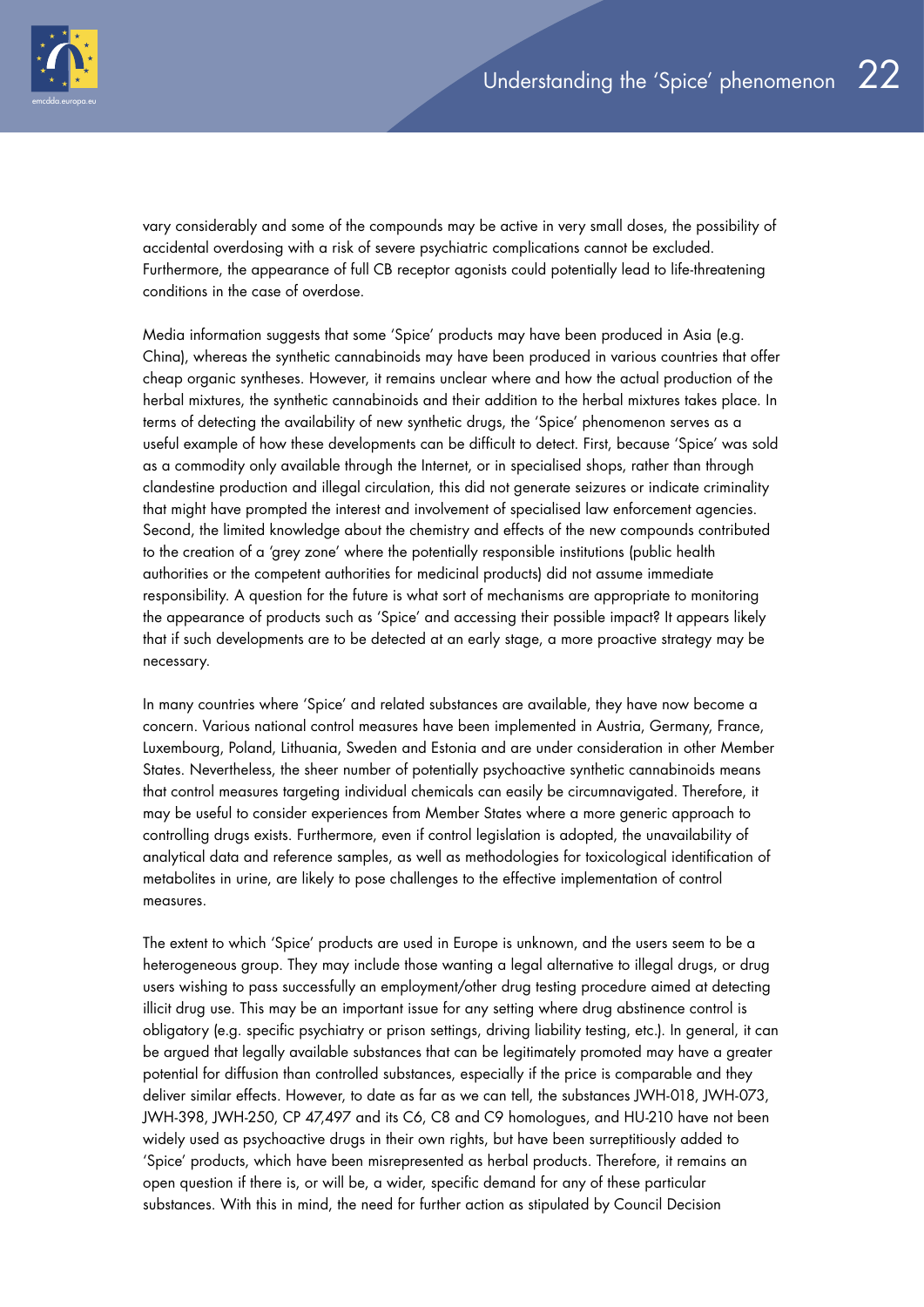vary considerably and some of the compounds may be active in very small doses, the possibility of accidental overdosing with a risk of severe psychiatric complications cannot be excluded. Furthermore, the appearance of full CB receptor agonists could potentially lead to life-threatening conditions in the case of overdose.

Media information suggests that some 'Spice' products may have been produced in Asia (e.g. China), whereas the synthetic cannabinoids may have been produced in various countries that offer cheap organic syntheses. However, it remains unclear where and how the actual production of the herbal mixtures, the synthetic cannabinoids and their addition to the herbal mixtures takes place. In terms of detecting the availability of new synthetic drugs, the 'Spice' phenomenon serves as a useful example of how these developments can be difficult to detect. First, because 'Spice' was sold as a commodity only available through the Internet, or in specialised shops, rather than through clandestine production and illegal circulation, this did not generate seizures or indicate criminality that might have prompted the interest and involvement of specialised law enforcement agencies. Second, the limited knowledge about the chemistry and effects of the new compounds contributed to the creation of a 'grey zone' where the potentially responsible institutions (public health authorities or the competent authorities for medicinal products) did not assume immediate responsibility. A question for the future is what sort of mechanisms are appropriate to monitoring the appearance of products such as 'Spice' and accessing their possible impact? It appears likely that if such developments are to be detected at an early stage, a more proactive strategy may be necessary.

In many countries where 'Spice' and related substances are available, they have now become a concern. Various national control measures have been implemented in Austria, Germany, France, Luxembourg, Poland, Lithuania, Sweden and Estonia and are under consideration in other Member States. Nevertheless, the sheer number of potentially psychoactive synthetic cannabinoids means that control measures targeting individual chemicals can easily be circumnavigated. Therefore, it may be useful to consider experiences from Member States where a more generic approach to controlling drugs exists. Furthermore, even if control legislation is adopted, the unavailability of analytical data and reference samples, as well as methodologies for toxicological identification of metabolites in urine, are likely to pose challenges to the effective implementation of control measures.

The extent to which 'Spice' products are used in Europe is unknown, and the users seem to be a heterogeneous group. They may include those wanting a legal alternative to illegal drugs, or drug users wishing to pass successfully an employment/other drug testing procedure aimed at detecting illicit drug use. This may be an important issue for any setting where drug abstinence control is obligatory (e.g. specific psychiatry or prison settings, driving liability testing, etc.). In general, it can be argued that legally available substances that can be legitimately promoted may have a greater potential for diffusion than controlled substances, especially if the price is comparable and they deliver similar effects. However, to date as far as we can tell, the substances JWH-018, JWH-073, JWH-398, JWH-250, CP 47,497 and its C6, C8 and C9 homologues, and HU-210 have not been widely used as psychoactive drugs in their own rights, but have been surreptitiously added to 'Spice' products, which have been misrepresented as herbal products. Therefore, it remains an open question if there is, or will be, a wider, specific demand for any of these particular substances. With this in mind, the need for further action as stipulated by Council Decision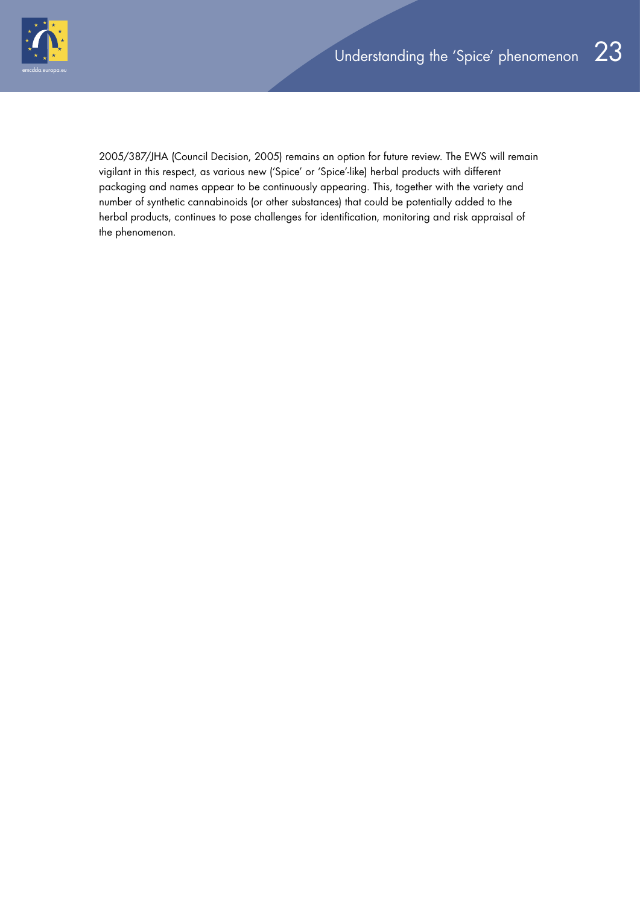2005/387/JHA (Council Decision, 2005) remains an option for future review. The EWS will remain vigilant in this respect, as various new ('Spice' or 'Spice'-like) herbal products with different packaging and names appear to be continuously appearing. This, together with the variety and number of synthetic cannabinoids (or other substances) that could be potentially added to the herbal products, continues to pose challenges for identification, monitoring and risk appraisal of the phenomenon.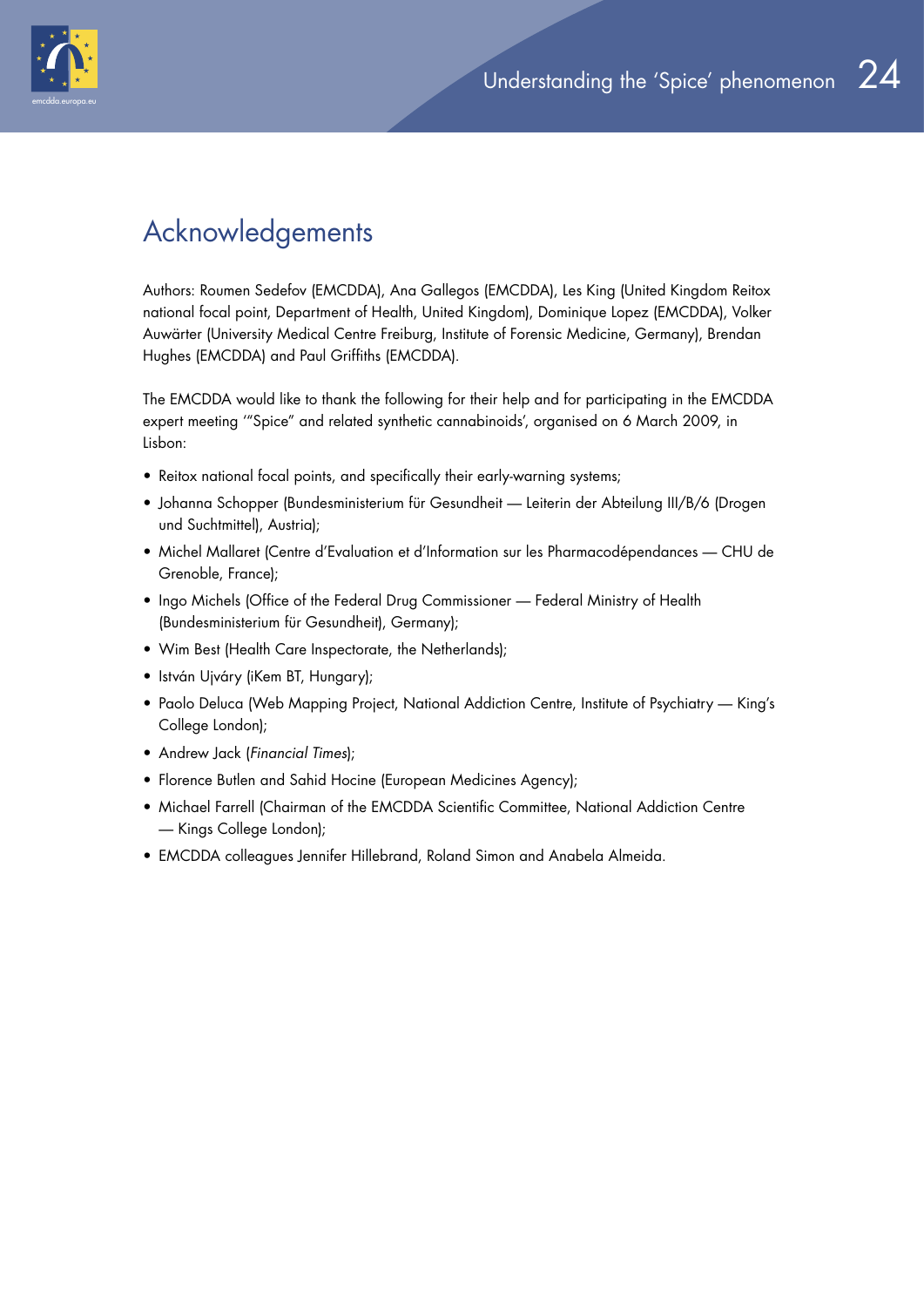# Acknowledgements

Authors: Roumen Sedefov (EMCDDA), Ana Gallegos (EMCDDA), Les King (United Kingdom Reitox national focal point, Department of Health, United Kingdom), Dominique Lopez (EMCDDA), Volker Auwärter (University Medical Centre Freiburg, Institute of Forensic Medicine, Germany), Brendan Hughes (EMCDDA) and Paul Griffiths (EMCDDA).

The EMCDDA would like to thank the following for their help and for participating in the EMCDDA expert meeting '"Spice" and related synthetic cannabinoids', organised on 6 March 2009, in Lisbon:

- Reitox national focal points, and specifically their early-warning systems;
- Johanna Schopper (Bundesministerium für Gesundheit — Leiterin der Abteilung III/B/6 (Drogen und Suchtmittel), Austria);
- Michel Mallaret (Centre d'Evaluation et d'Information sur les Pharmacodépendances — CHU de Grenoble, France);
- Ingo Michels (Office of the Federal Drug Commissioner — Federal Ministry of Health (Bundesministerium für Gesundheit), Germany);
- Wim Best (Health Care Inspectorate, the Netherlands);
- István Ujváry (iKem BT, Hungary);
- Paolo Deluca (Web Mapping Project, National Addiction Centre, Institute of Psychiatry — King's College London);
- Andrew Jack (*Financial Times*);
- Florence Butlen and Sahid Hocine (European Medicines Agency);
- Michael Farrell (Chairman of the EMCDDA Scientific Committee, National Addiction Centre — Kings College London);
- EMCDDA colleagues Jennifer Hillebrand, Roland Simon and Anabela Almeida.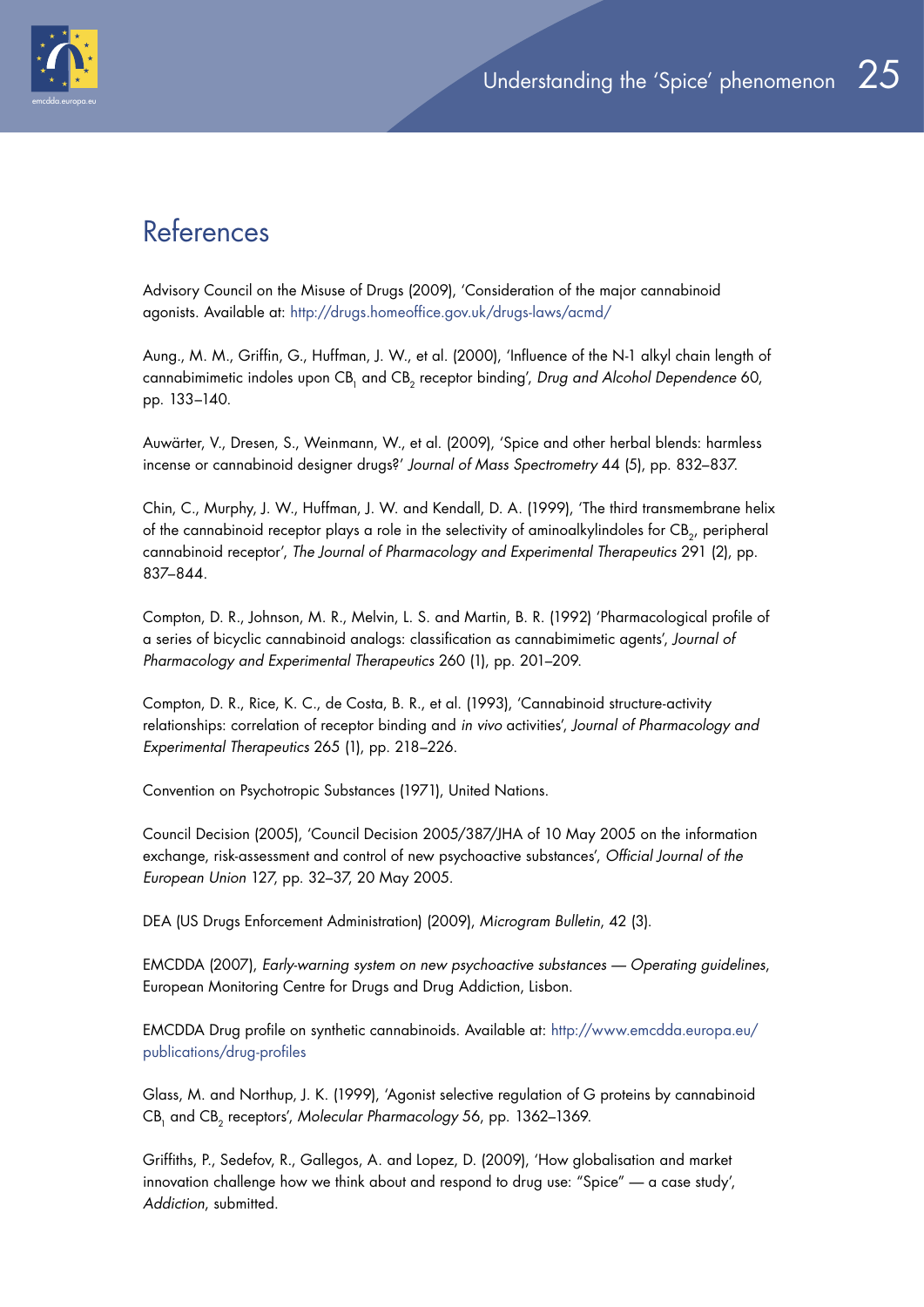# References

Advisory Council on the Misuse of Drugs (2009), 'Consideration of the major cannabinoid agonists. Available at: http://drugs.homeoffice.gov.uk/drugs-laws/acmd/

Aung., M. M., Griffin, G., Huffman, J. W., et al. (2000), 'Influence of the N-1 alkyl chain length of cannabimimetic indoles upon $CB_1$ and $CB_2$ receptor binding', *Drug and Alcohol Dependence* 60, pp. 133–140.

Auwärter, V., Dresen, S., Weinmann, W., et al. (2009), 'Spice and other herbal blends: harmless incense or cannabinoid designer drugs?' *Journal of Mass Spectrometry* 44 (5), pp. 832–837.

Chin, C., Murphy, J. W., Huffman, J. W. and Kendall, D. A. (1999), 'The third transmembrane helix of the cannabinoid receptor plays a role in the selectivity of aminoalkylindoles for $CB_2$, peripheral cannabinoid receptor', *The Journal of Pharmacology and Experimental Therapeutics* 291 (2), pp. 837–844.

Compton, D. R., Johnson, M. R., Melvin, L. S. and Martin, B. R. (1992) 'Pharmacological profile of a series of bicyclic cannabinoid analogs: classification as cannabimimetic agents', *Journal of Pharmacology and Experimental Therapeutics* 260 (1), pp. 201–209.

Compton, D. R., Rice, K. C., de Costa, B. R., et al. (1993), 'Cannabinoid structure-activity relationships: correlation of receptor binding and *in vivo* activities', *Journal of Pharmacology and Experimental Therapeutics* 265 (1), pp. 218–226.

Convention on Psychotropic Substances (1971), United Nations.

Council Decision (2005), 'Council Decision 2005/387/JHA of 10 May 2005 on the information exchange, risk-assessment and control of new psychoactive substances', *Official Journal of the European Union* 127, pp. 32–37, 20 May 2005.

DEA (US Drugs Enforcement Administration) (2009), *Microgram Bulletin*, 42 (3).

EMCDDA (2007), *Early-warning system on new psychoactive substances — Operating guidelines*, European Monitoring Centre for Drugs and Drug Addiction, Lisbon.

EMCDDA Drug profile on synthetic cannabinoids. Available at: http://www.emcdda.europa.eu/publications/drug-profiles

Glass, M. and Northup, J. K. (1999), 'Agonist selective regulation of G proteins by cannabinoid $CB_1$ and $CB_2$ receptors', *Molecular Pharmacology* 56, pp. 1362–1369.

Griffiths, P., Sedefov, R., Gallegos, A. and Lopez, D. (2009), 'How globalisation and market innovation challenge how we think about and respond to drug use: "Spice" — a case study', *Addiction*, submitted.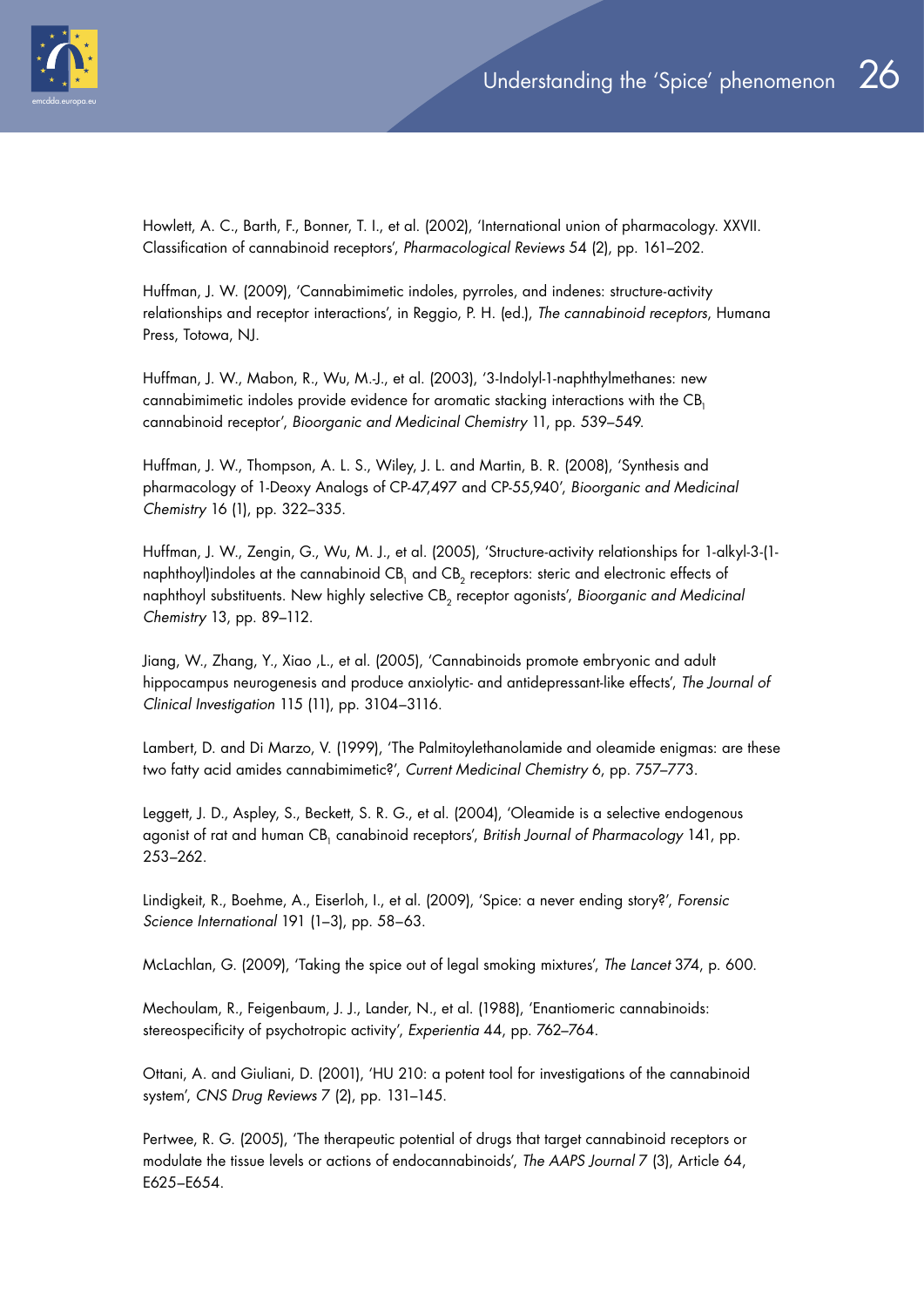Howlett, A. C., Barth, F., Bonner, T. I., et al. (2002), 'International union of pharmacology. XXVII. Classification of cannabinoid receptors', *Pharmacological Reviews* 54 (2), pp. 161–202.

Huffman, J. W. (2009), 'Cannabimimetic indoles, pyrroles, and indenes: structure-activity relationships and receptor interactions', in Reggio, P. H. (ed.), *The cannabinoid receptors*, Humana Press, Totowa, NJ.

Huffman, J. W., Mabon, R., Wu, M.-J., et al. (2003), '3-Indolyl-1-naphthylmethanes: new cannabimimetic indoles provide evidence for aromatic stacking interactions with the $CB_1$ cannabinoid receptor', *Bioorganic and Medicinal Chemistry* 11, pp. 539–549.

Huffman, J. W., Thompson, A. L. S., Wiley, J. L. and Martin, B. R. (2008), 'Synthesis and pharmacology of 1-Deoxy Analogs of CP-47,497 and CP-55,940', *Bioorganic and Medicinal Chemistry* 16 (1), pp. 322–335.

Huffman, J. W., Zengin, G., Wu, M. J., et al. (2005), 'Structure-activity relationships for 1-alkyl-3-(1-naphthoyl)indoles at the cannabinoid $CB_1$ and $CB_2$ receptors: steric and electronic effects of naphthoyl substituents. New highly selective $CB_2$ receptor agonists', *Bioorganic and Medicinal Chemistry* 13, pp. 89–112.

Jiang, W., Zhang, Y., Xiao ,L., et al. (2005), 'Cannabinoids promote embryonic and adult hippocampus neurogenesis and produce anxiolytic- and antidepressant-like effects', *The Journal of Clinical Investigation* 115 (11), pp. 3104–3116.

Lambert, D. and Di Marzo, V. (1999), 'The Palmitoylethanolamide and oleamide enigmas: are these two fatty acid amides cannabimimetic?', *Current Medicinal Chemistry* 6, pp. 757–773.

Leggett, J. D., Aspley, S., Beckett, S. R. G., et al. (2004), 'Oleamide is a selective endogenous agonist of rat and human $CB_1$ canabinoid receptors', *British Journal of Pharmacology* 141, pp. 253–262.

Lindigkeit, R., Boehme, A., Eiserloh, I., et al. (2009), 'Spice: a never ending story?', *Forensic Science International* 191 (1–3), pp. 58–63.

McLachlan, G. (2009), 'Taking the spice out of legal smoking mixtures', *The Lancet* 374, p. 600.

Mechoulam, R., Feigenbaum, J. J., Lander, N., et al. (1988), 'Enantiomeric cannabinoids: stereospecificity of psychotropic activity', *Experientia* 44, pp. 762–764.

Ottani, A. and Giuliani, D. (2001), 'HU 210: a potent tool for investigations of the cannabinoid system', *CNS Drug Reviews* 7 (2), pp. 131–145.

Pertwee, R. G. (2005), 'The therapeutic potential of drugs that target cannabinoid receptors or modulate the tissue levels or actions of endocannabinoids', *The AAPS Journal* 7 (3), Article 64, E625–E654.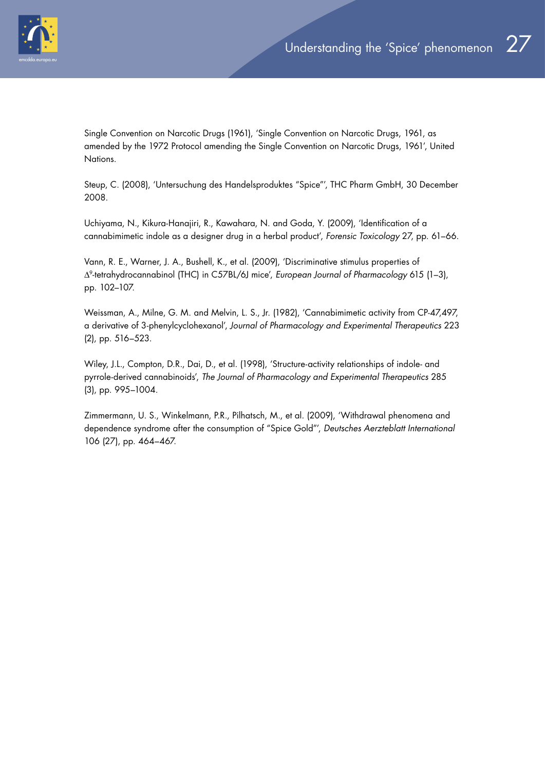Single Convention on Narcotic Drugs (1961), 'Single Convention on Narcotic Drugs, 1961, as amended by the 1972 Protocol amending the Single Convention on Narcotic Drugs, 1961', United Nations.

Steup, C. (2008), 'Untersuchung des Handelsproduktes "Spice"', THC Pharm GmbH, 30 December 2008.

Uchiyama, N., Kikura-Hanajiri, R., Kawahara, N. and Goda, Y. (2009), 'Identification of a cannabimimetic indole as a designer drug in a herbal product', *Forensic Toxicology* 27, pp. 61–66.

Vann, R. E., Warner, J. A., Bushell, K., et al. (2009), 'Discriminative stimulus properties of $\Delta^9$-tetrahydrocannabinol (THC) in C57BL/6J mice', *European Journal of Pharmacology* 615 (1–3), pp. 102–107.

Weissman, A., Milne, G. M. and Melvin, L. S., Jr. (1982), 'Cannabimimetic activity from CP-47,497, a derivative of 3-phenylcyclohexanol', *Journal of Pharmacology and Experimental Therapeutics* 223 (2), pp. 516–523.

Wiley, J.L., Compton, D.R., Dai, D., et al. (1998), 'Structure-activity relationships of indole- and pyrrole-derived cannabinoids', *The Journal of Pharmacology and Experimental Therapeutics* 285 (3), pp. 995–1004.

Zimmermann, U. S., Winkelmann, P.R., Pilhatsch, M., et al. (2009), 'Withdrawal phenomena and dependence syndrome after the consumption of "Spice Gold"', *Deutsches Aerzteblatt International* 106 (27), pp. 464–467.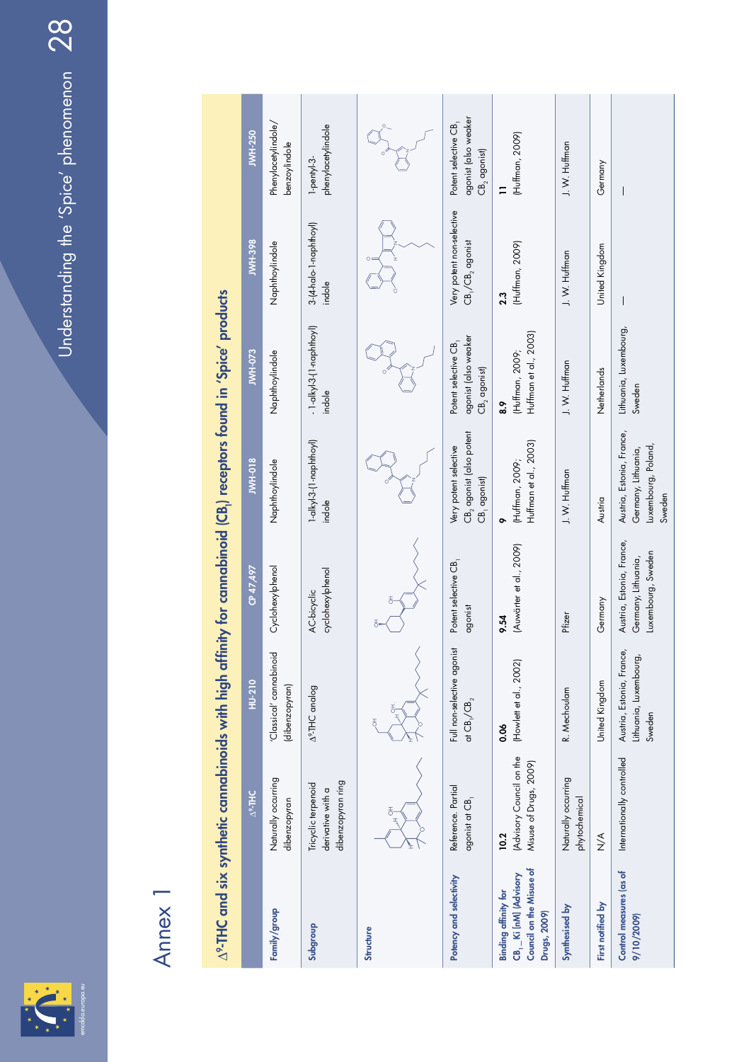# Annex 1

## $\Delta^9$-THC and six synthetic cannabinoids with high affinity for cannabinoid ($CB_1$) receptors found in 'Spice' products

| | $\Delta^9$-THC | HU-210 | CP 47,497 | JWH-018 | JWH-073 | JWH-398 | JWH-250 |
|---|---|---|---|---|---|---|---|
| **Family/group** | Naturally occurring dibenzopyran | 'Classical' cannabinoid (dibenzopyran) | Cyclohexylphenol | Naphthoylindole | Naphthoylindole | Naphthoylindole | Phenylacetylindole/ benzoylindole |
| **Subgroup** | Tricyclic terpenoid derivative with a dibenzopyran ring | $\Delta^9$-THC analog | AC-bicyclic cyclohexylphenol | 1-alkyl-3-(1-naphthoyl) indole | - 1-alkyl-3-(1-naphthoyl) indole | 3-(4-halo-1-naphthoyl) indole | 1-pentyl-3-phenylacetylindole |
| **Structure** | | | | | | | |
| **Potency and selectivity** | Reference. Partial agonist at $CB_1$ | Full non-selective agonist at $CB_1/CB_2$ | Potent selective $CB_1$ agonist | Very potent selective $CB_2$ agonist (also potent $CB_1$ agonist) | Potent selective $CB_1$ agonist (also weaker $CB_2$ agonist) | Very potent non-selective $CB_1/CB_2$ agonist | Potent selective $CB_1$ agonist (also weaker $CB_2$ agonist) |
| **Binding affinity for $CB_1$_Ki [nM] (Advisory Council on the Misuse of Drugs, 2009)** | **10.2** (Advisory Council on the Misuse of Drugs, 2009) | **0.06** (Howlett et al., 2002) | **9.54** (Auwärter et al., 2009) | **9** (Huffman, 2009; Huffman et al., 2003) | **8.9** (Huffman, 2009; Huffman et al., 2003) | **2.3** (Huffman, 2009) | **11** (Huffman, 2009) |
| **Synthesised by** | Naturally occurring phytochemical | R. Mechoulam | Pfizer | J. W. Huffman | J. W. Huffman | J. W. Huffman | J. W. Huffman |
| **First notified by** | N/A | United Kingdom | Germany | Austria | Netherlands | United Kingdom | Germany |
| **Control measures (as of 9/10/2009)** | Internationally controlled | Austria, Estonia, France, Lithuania, Luxembourg, Sweden | Austria, Estonia, France, Germany, Lithuania, Luxembourg, Sweden | Austria, Estonia, France, Germany, Lithuania, Luxembourg, Poland, Sweden | Lithuania, Luxembourg, Sweden | — | — |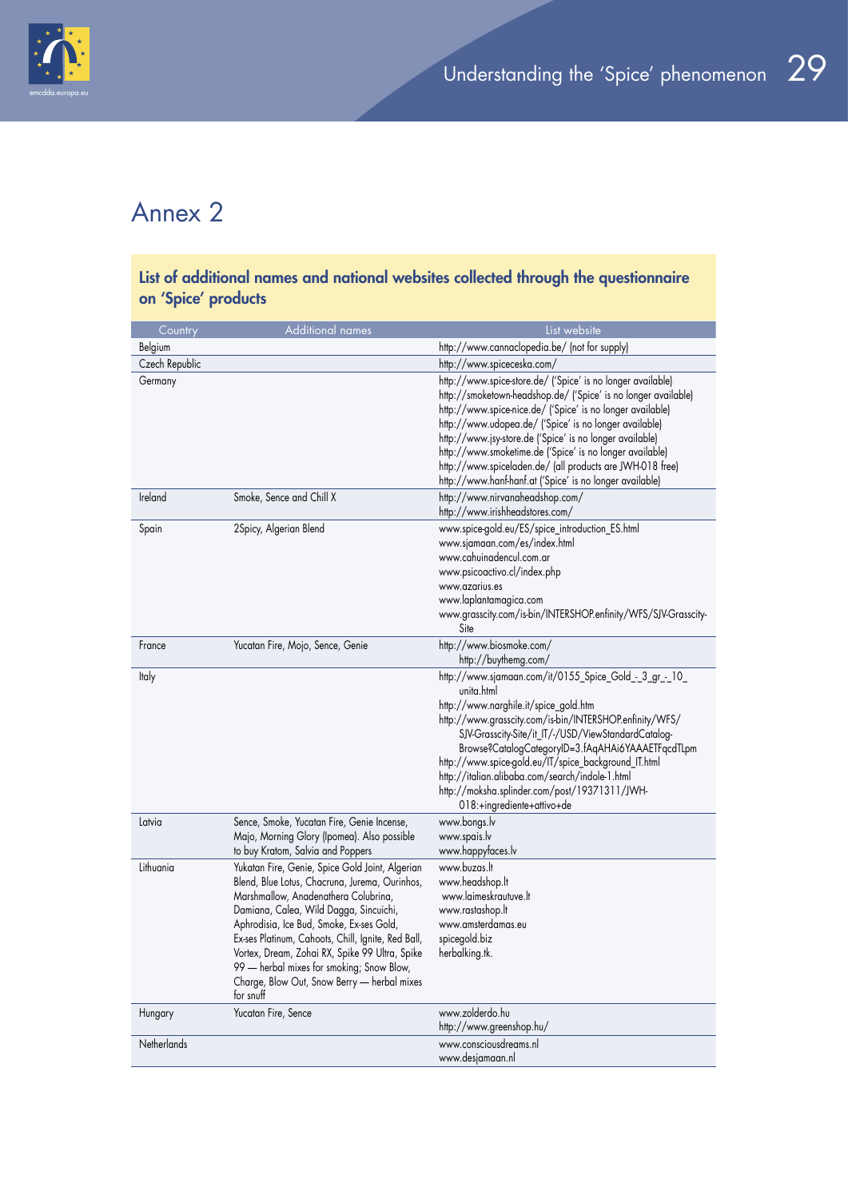# Annex 2

## List of additional names and national websites collected through the questionnaire on 'Spice' products

| Country | Additional names | List website |
|---|---|---|
| Belgium | | http://www.cannaclopedia.be/ (not for supply) |
| Czech Republic | | http://www.spiceceska.com/ |
| Germany | | http://www.spice-store.de/ ('Spice' is no longer available)<br>http://smoketown-headshop.de/ ('Spice' is no longer available)<br>http://www.spice-nice.de/ ('Spice' is no longer available)<br>http://www.udopea.de/ ('Spice' is no longer available)<br>http://www.jsy-store.de ('Spice' is no longer available)<br>http://www.smoketime.de ('Spice' is no longer available)<br>http://www.spiceladen.de/ (all products are JWH-018 free)<br>http://www.hanf-hanf.at ('Spice' is no longer available) |
| Ireland | Smoke, Sence and Chill X | http://www.nirvanaheadshop.com/<br>http://www.irishheadstores.com/ |
| Spain | 2Spicy, Algerian Blend | www.spice-gold.eu/ES/spice_introduction_ES.html<br>www.sjamaan.com/es/index.html<br>www.cahuinadencul.com.ar<br>www.psicoactivo.cl/index.php<br>www.azarius.es<br>www.laplantamagica.com<br>www.grasscity.com/is-bin/INTERSHOP.enfinity/WFS/SJV-Grasscity-Site |
| France | Yucatan Fire, Mojo, Sence, Genie | http://www.biosmoke.com/<br>http://buythemg.com/ |
| Italy | | http://www.sjamaan.com/it/0155_Spice_Gold_-_3_gr_-_10_unita.html<br>http://www.narghile.it/spice_gold.htm<br>http://www.grasscity.com/is-bin/INTERSHOP.enfinity/WFS/SJV-Grasscity-Site/it_IT/-/USD/ViewStandardCatalog-Browse?CatalogCategoryID=3.fAqAHAi6YAAAETFqcdTLpm<br>http://www.spice-gold.eu/IT/spice_background_IT.html<br>http://italian.alibaba.com/search/indole-1.html<br>http://moksha.splinder.com/post/19371311/JWH-018:+ingrediente+attivo+de |
| Latvia | Sence, Smoke, Yucatan Fire, Genie Incense, Majo, Morning Glory (Ipomea). Also possible to buy Kratom, Salvia and Poppers | www.bongs.lv<br>www.spais.lv<br>www.happyfaces.lv |
| Lithuania | Yukatan Fire, Genie, Spice Gold Joint, Algerian Blend, Blue Lotus, Chacruna, Jurema, Ourinhos, Marshmallow, Anadenathera Colubrina, Damiana, Calea, Wild Dagga, Sincuichi, Aphrodisia, Ice Bud, Smoke, Ex-ses Gold, Ex-ses Platinum, Cahoots, Chill, Ignite, Red Ball, Vortex, Dream, Zohai RX, Spike 99 Ultra, Spike 99 — herbal mixes for smoking; Snow Blow, Charge, Blow Out, Snow Berry — herbal mixes for snuff | www.buzas.lt<br>www.headshop.lt<br>www.laimeskrautuve.lt<br>www.rastashop.lt<br>www.amsterdamas.eu<br>spicegold.biz<br>herbalking.tk. |
| Hungary | Yucatan Fire, Sence | www.zolderdo.hu<br>http://www.greenshop.hu/ |
| Netherlands | | www.consciousdreams.nl<br>www.desjamaan.nl |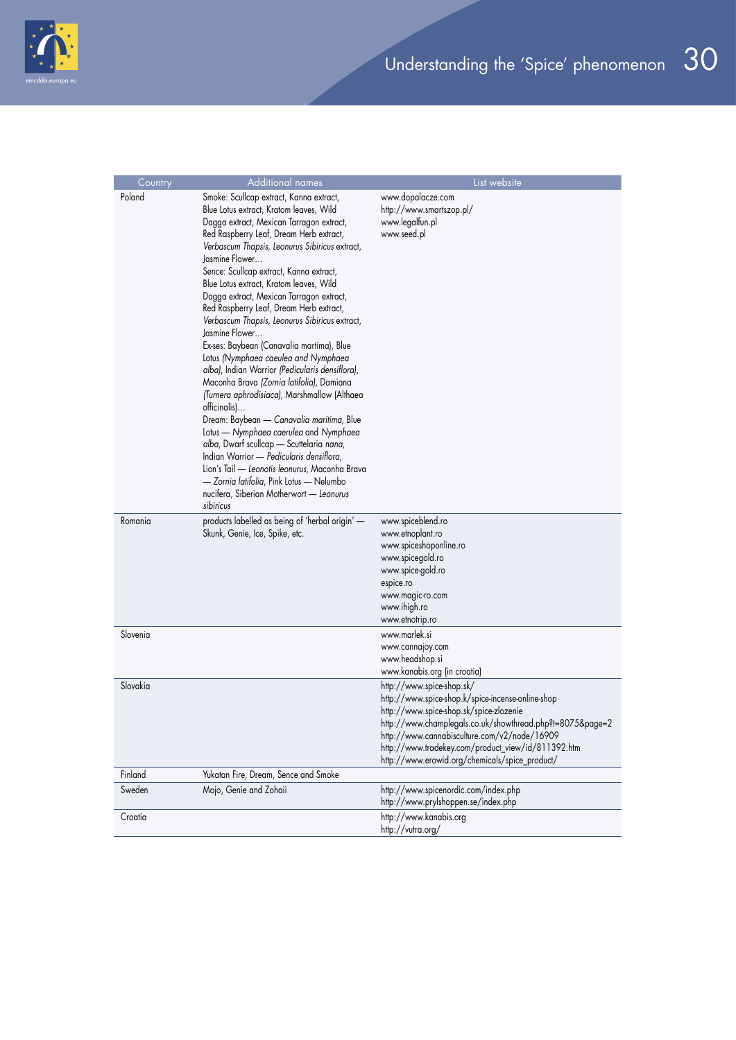| Country | Additional names | List website |
|---|---|---|
| Poland | Smoke: Scullcap extract, Kanna extract, Blue Lotus extract, Kratom leaves, Wild Dagga extract, Mexican Tarragon extract, Red Raspberry Leaf, Dream Herb extract, *Verbascum Thapsis, Leonurus Sibiricus* extract, Jasmine Flower…<br>Sence: Scullcap extract, Kanna extract, Blue Lotus extract, Kratom leaves, Wild Dagga extract, Mexican Tarragon extract, Red Raspberry Leaf, Dream Herb extract, *Verbascum Thapsis, Leonurus Sibiricus* extract, Jasmine Flower…<br>Ex-ses: Baybean (Canavalia martima), Blue Lotus *(Nymphaea caeulea and Nymphaea alba)*, Indian Warrior *(Pedicularis densiflora)*, Maconha Brava *(Zornia latifolia)*, Damiana *(Turnera aphrodisiaca)*, Marshmallow (Althaea officinalis)…<br>Dream: Baybean — *Canavalia maritima*, Blue Lotus — *Nymphaea caerulea* and *Nymphaea alba*, Dwarf scullcap — Scuttelaria *nana*, Indian Warrior — *Pedicularis densiflora*, Lion's Tail — *Leonotis leonurus*, Maconha Brava — *Zornia latifolia*, Pink Lotus — Nelumbo nucifera, Siberian Motherwort — *Leonurus sibiricus* | www.dopalacze.com<br>http://www.smartszop.pl/<br>www.legalfun.pl<br>www.seed.pl |
| Romania | products labelled as being of 'herbal origin' — Skunk, Genie, Ice, Spike, etc. | www.spiceblend.ro<br>www.etnoplant.ro<br>www.spiceshoponline.ro<br>www.spicegold.ro<br>www.spice-gold.ro<br>espice.ro<br>www.magic-ro.com<br>www.ihigh.ro<br>www.etnotrip.ro |
| Slovenia | | www.marlek.si<br>www.cannajoy.com<br>www.headshop.si<br>www.kanabis.org (in croatia) |
| Slovakia | | http://www.spice-shop.sk/<br>http://www.spice-shop.k/spice-incense-online-shop<br>http://www.spice-shop.sk/spice-zlozenie<br>http://www.champlegals.co.uk/showthread.php?t=8075&page=2<br>http://www.cannabisculture.com/v2/node/16909<br>http://www.tradekey.com/product_view/id/811392.htm<br>http://www.erowid.org/chemicals/spice_product/ |
| Finland | Yukatan Fire, Dream, Sence and Smoke | |
| Sweden | Mojo, Genie and Zohaii | http://www.spicenordic.com/index.php<br>http://www.prylshoppen.se/index.php |
| Croatia | | http://www.kanabis.org<br>http://vutra.org/ |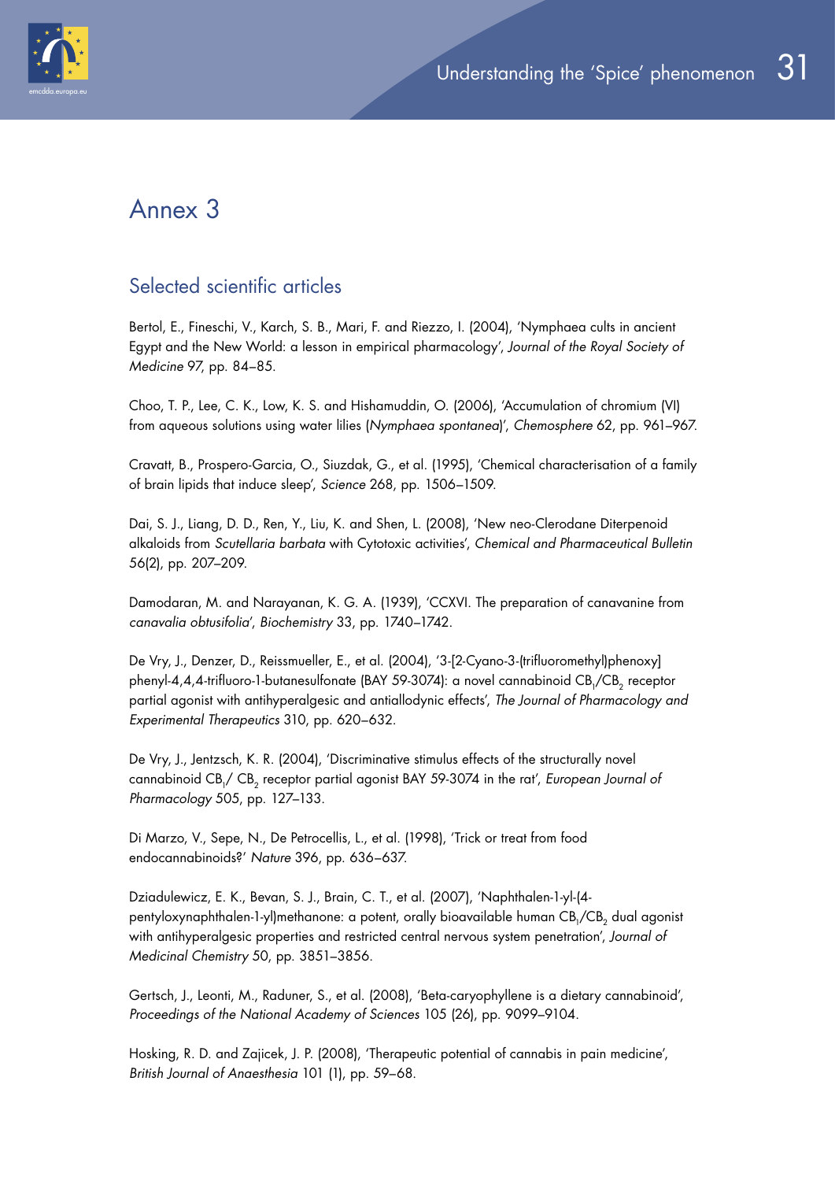# Annex 3

## Selected scientific articles

Bertol, E., Fineschi, V., Karch, S. B., Mari, F. and Riezzo, I. (2004), 'Nymphaea cults in ancient Egypt and the New World: a lesson in empirical pharmacology', *Journal of the Royal Society of Medicine* 97, pp. 84–85.

Choo, T. P., Lee, C. K., Low, K. S. and Hishamuddin, O. (2006), 'Accumulation of chromium (VI) from aqueous solutions using water lilies (*Nymphaea spontanea*)', *Chemosphere* 62, pp. 961–967.

Cravatt, B., Prospero-Garcia, O., Siuzdak, G., et al. (1995), 'Chemical characterisation of a family of brain lipids that induce sleep', *Science* 268, pp. 1506–1509.

Dai, S. J., Liang, D. D., Ren, Y., Liu, K. and Shen, L. (2008), 'New neo-Clerodane Diterpenoid alkaloids from *Scutellaria barbata* with Cytotoxic activities', *Chemical and Pharmaceutical Bulletin* 56(2), pp. 207–209.

Damodaran, M. and Narayanan, K. G. A. (1939), 'CCXVI. The preparation of canavanine from *canavalia obtusifolia*', *Biochemistry* 33, pp. 1740–1742.

De Vry, J., Denzer, D., Reissmueller, E., et al. (2004), '3-[2-Cyano-3-(trifluoromethyl)phenoxy] phenyl-4,4,4-trifluoro-1-butanesulfonate (BAY 59-3074): a novel cannabinoid $CB_1/CB_2$ receptor partial agonist with antihyperalgesic and antiallodynic effects', *The Journal of Pharmacology and Experimental Therapeutics* 310, pp. 620–632.

De Vry, J., Jentzsch, K. R. (2004), 'Discriminative stimulus effects of the structurally novel cannabinoid $CB_1$/ $CB_2$ receptor partial agonist BAY 59-3074 in the rat', *European Journal of Pharmacology* 505, pp. 127–133.

Di Marzo, V., Sepe, N., De Petrocellis, L., et al. (1998), 'Trick or treat from food endocannabinoids?' *Nature* 396, pp. 636–637.

Dziadulewicz, E. K., Bevan, S. J., Brain, C. T., et al. (2007), 'Naphthalen-1-yl-(4-pentyloxynaphthalen-1-yl)methanone: a potent, orally bioavailable human $CB_1/CB_2$ dual agonist with antihyperalgesic properties and restricted central nervous system penetration', *Journal of Medicinal Chemistry* 50, pp. 3851–3856.

Gertsch, J., Leonti, M., Raduner, S., et al. (2008), 'Beta-caryophyllene is a dietary cannabinoid', *Proceedings of the National Academy of Sciences* 105 (26), pp. 9099–9104.

Hosking, R. D. and Zajicek, J. P. (2008), 'Therapeutic potential of cannabis in pain medicine', *British Journal of Anaesthesia* 101 (1), pp. 59–68.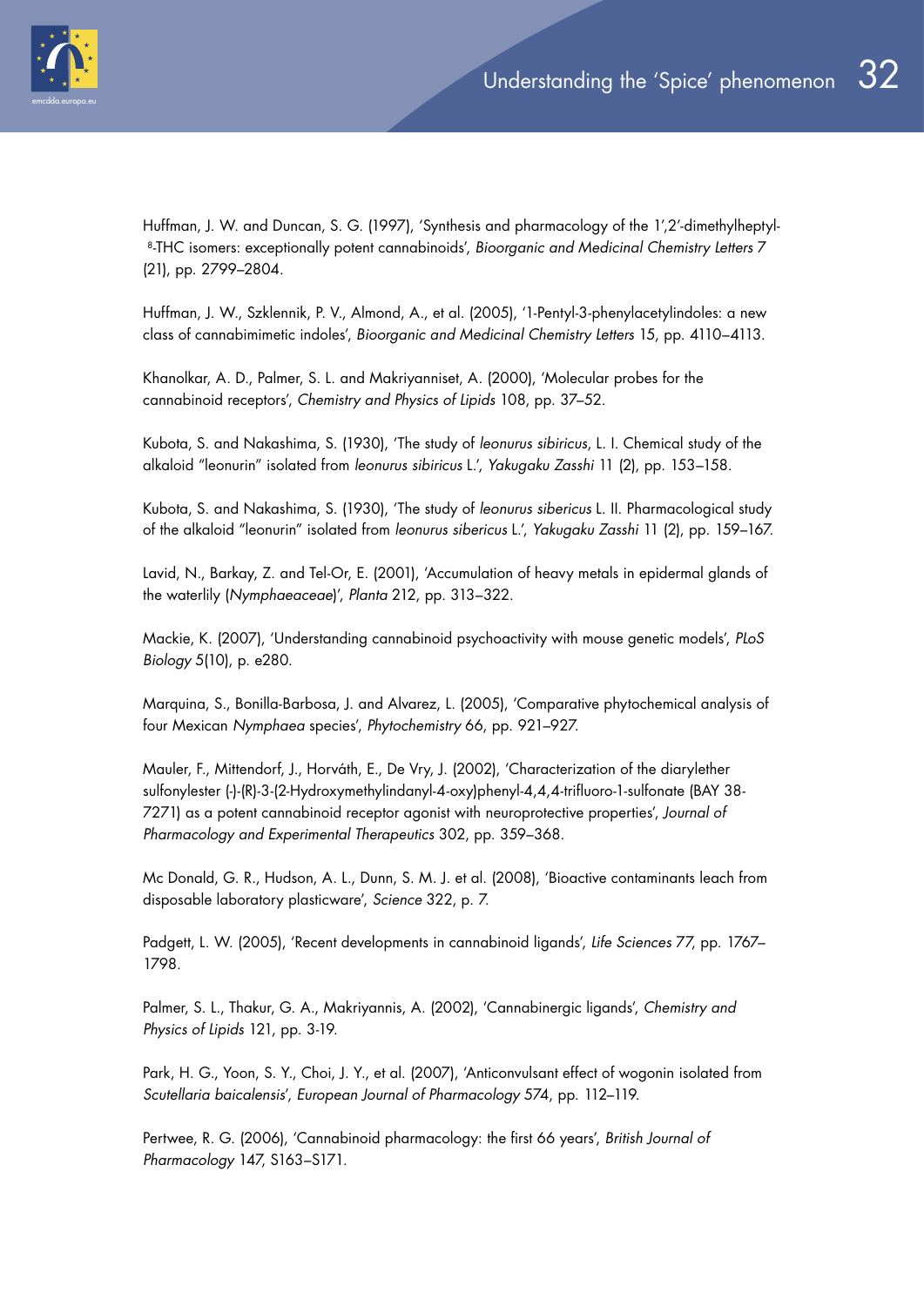Huffman, J. W. and Duncan, S. G. (1997), 'Synthesis and pharmacology of the 1',2'-dimethylheptyl-8-THC isomers: exceptionally potent cannabinoids', *Bioorganic and Medicinal Chemistry Letters 7* (21), pp. 2799–2804.

Huffman, J. W., Szklennik, P. V., Almond, A., et al. (2005), '1-Pentyl-3-phenylacetylindoles: a new class of cannabimimetic indoles', *Bioorganic and Medicinal Chemistry Letters* 15, pp. 4110–4113.

Khanolkar, A. D., Palmer, S. L. and Makriyanniset, A. (2000), 'Molecular probes for the cannabinoid receptors', *Chemistry and Physics of Lipids* 108, pp. 37–52.

Kubota, S. and Nakashima, S. (1930), 'The study of *leonurus sibiricus*, L. I. Chemical study of the alkaloid "leonurin" isolated from *leonurus sibiricus* L.', *Yakugaku Zasshi* 11 (2), pp. 153–158.

Kubota, S. and Nakashima, S. (1930), 'The study of *leonurus sibericus* L. II. Pharmacological study of the alkaloid "leonurin" isolated from *leonurus sibericus* L.', *Yakugaku Zasshi* 11 (2), pp. 159–167.

Lavid, N., Barkay, Z. and Tel-Or, E. (2001), 'Accumulation of heavy metals in epidermal glands of the waterlily (*Nymphaeaceae*)', *Planta* 212, pp. 313–322.

Mackie, K. (2007), 'Understanding cannabinoid psychoactivity with mouse genetic models', *PLoS Biology* 5(10), p. e280.

Marquina, S., Bonilla-Barbosa, J. and Alvarez, L. (2005), 'Comparative phytochemical analysis of four Mexican *Nymphaea* species', *Phytochemistry* 66, pp. 921–927.

Mauler, F., Mittendorf, J., Horváth, E., De Vry, J. (2002), 'Characterization of the diarylether sulfonylester (-)-(R)-3-(2-Hydroxymethylindanyl-4-oxy)phenyl-4,4,4-trifluoro-1-sulfonate (BAY 38-7271) as a potent cannabinoid receptor agonist with neuroprotective properties', *Journal of Pharmacology and Experimental Therapeutics* 302, pp. 359–368.

Mc Donald, G. R., Hudson, A. L., Dunn, S. M. J. et al. (2008), 'Bioactive contaminants leach from disposable laboratory plasticware', *Science* 322, p. 7.

Padgett, L. W. (2005), 'Recent developments in cannabinoid ligands', *Life Sciences* 77, pp. 1767–1798.

Palmer, S. L., Thakur, G. A., Makriyannis, A. (2002), 'Cannabinergic ligands', *Chemistry and Physics of Lipids* 121, pp. 3-19.

Park, H. G., Yoon, S. Y., Choi, J. Y., et al. (2007), 'Anticonvulsant effect of wogonin isolated from *Scutellaria baicalensis*', *European Journal of Pharmacology* 574, pp. 112–119.

Pertwee, R. G. (2006), 'Cannabinoid pharmacology: the first 66 years', *British Journal of Pharmacology* 147, S163–S171.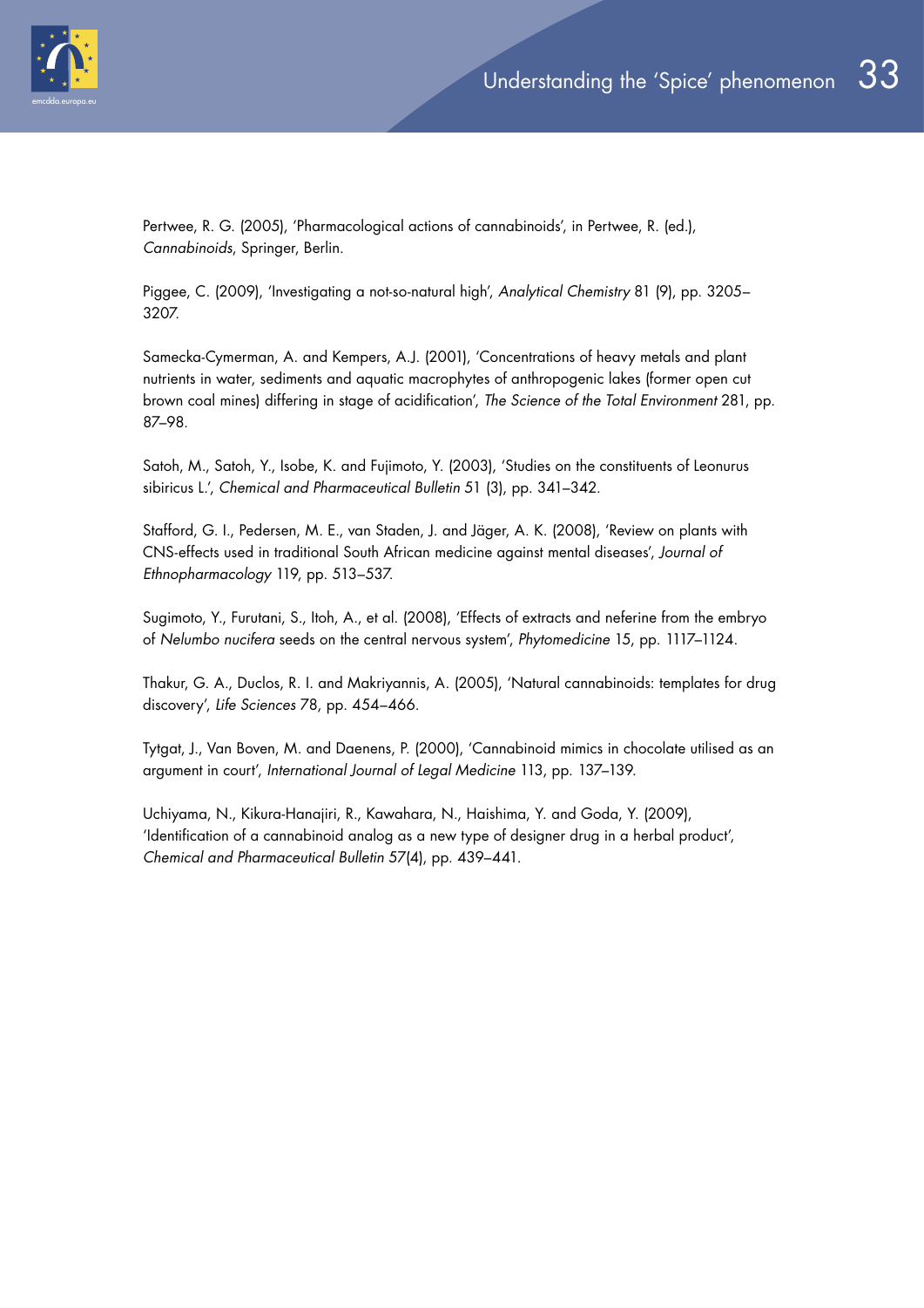Pertwee, R. G. (2005), 'Pharmacological actions of cannabinoids', in Pertwee, R. (ed.), *Cannabinoids*, Springer, Berlin.

Piggee, C. (2009), 'Investigating a not-so-natural high', *Analytical Chemistry* 81 (9), pp. 3205–3207.

Samecka-Cymerman, A. and Kempers, A.J. (2001), 'Concentrations of heavy metals and plant nutrients in water, sediments and aquatic macrophytes of anthropogenic lakes (former open cut brown coal mines) differing in stage of acidification', *The Science of the Total Environment* 281, pp. 87–98.

Satoh, M., Satoh, Y., Isobe, K. and Fujimoto, Y. (2003), 'Studies on the constituents of Leonurus sibiricus L.', *Chemical and Pharmaceutical Bulletin* 51 (3), pp. 341–342.

Stafford, G. I., Pedersen, M. E., van Staden, J. and Jäger, A. K. (2008), 'Review on plants with CNS-effects used in traditional South African medicine against mental diseases', *Journal of Ethnopharmacology* 119, pp. 513–537.

Sugimoto, Y., Furutani, S., Itoh, A., et al. (2008), 'Effects of extracts and neferine from the embryo of *Nelumbo nucifera* seeds on the central nervous system', *Phytomedicine* 15, pp. 1117–1124.

Thakur, G. A., Duclos, R. I. and Makriyannis, A. (2005), 'Natural cannabinoids: templates for drug discovery', *Life Sciences* 78, pp. 454–466.

Tytgat, J., Van Boven, M. and Daenens, P. (2000), 'Cannabinoid mimics in chocolate utilised as an argument in court', *International Journal of Legal Medicine* 113, pp. 137–139.

Uchiyama, N., Kikura-Hanajiri, R., Kawahara, N., Haishima, Y. and Goda, Y. (2009), 'Identification of a cannabinoid analog as a new type of designer drug in a herbal product', *Chemical and Pharmaceutical Bulletin* 57(4), pp. 439–441.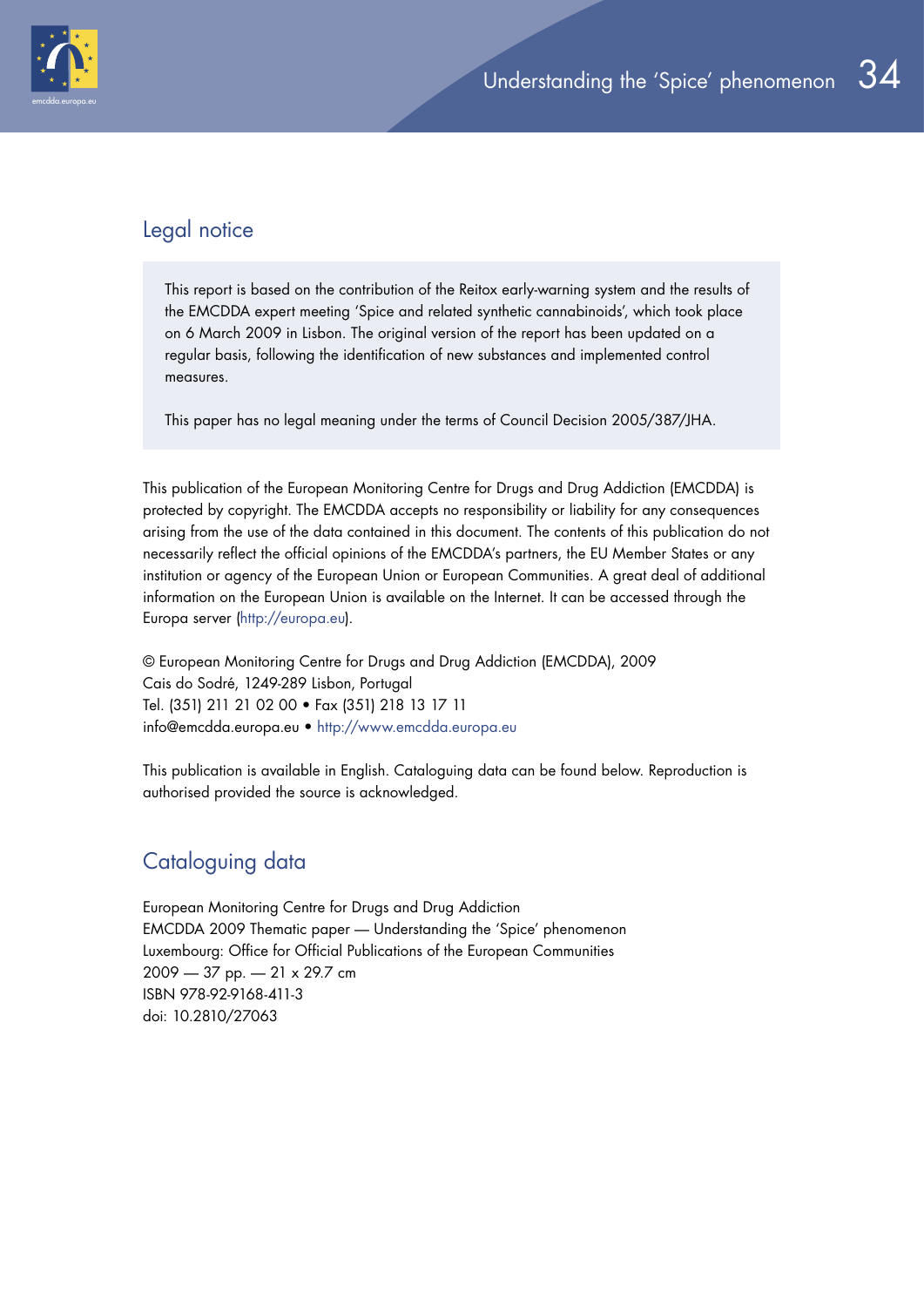## Legal notice

This report is based on the contribution of the Reitox early-warning system and the results of the EMCDDA expert meeting 'Spice and related synthetic cannabinoids', which took place on 6 March 2009 in Lisbon. The original version of the report has been updated on a regular basis, following the identification of new substances and implemented control measures.

This paper has no legal meaning under the terms of Council Decision 2005/387/JHA.

This publication of the European Monitoring Centre for Drugs and Drug Addiction (EMCDDA) is protected by copyright. The EMCDDA accepts no responsibility or liability for any consequences arising from the use of the data contained in this document. The contents of this publication do not necessarily reflect the official opinions of the EMCDDA's partners, the EU Member States or any institution or agency of the European Union or European Communities. A great deal of additional information on the European Union is available on the Internet. It can be accessed through the Europa server (http://europa.eu).

© European Monitoring Centre for Drugs and Drug Addiction (EMCDDA), 2009
Cais do Sodré, 1249-289 Lisbon, Portugal
Tel. (351) 211 21 02 00 • Fax (351) 218 13 17 11
info@emcdda.europa.eu • http://www.emcdda.europa.eu

This publication is available in English. Cataloguing data can be found below. Reproduction is authorised provided the source is acknowledged.

## Cataloguing data

European Monitoring Centre for Drugs and Drug Addiction
EMCDDA 2009 Thematic paper — Understanding the 'Spice' phenomenon
Luxembourg: Office for Official Publications of the European Communities
2009 — 37 pp. — 21 x 29.7 cm
ISBN 978-92-9168-411-3
doi: 10.2810/27063